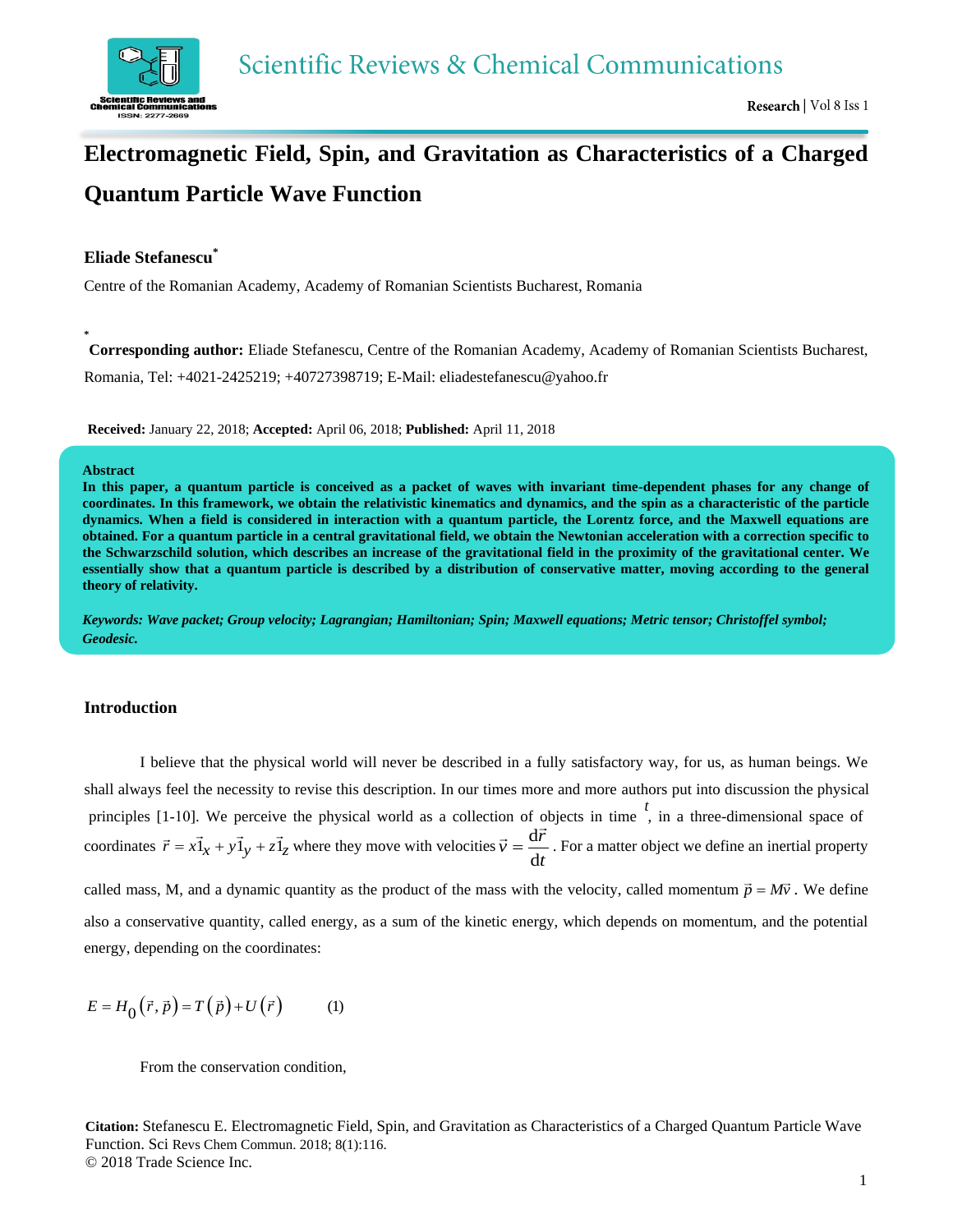# Electromagnetic Field, Spin, and Gravitation as Characteristics of a Charged Quantum Particle Wave Function

**Eliade Stefanescu***

Centre of the Romanian Academy, Academy of Romanian Scientists Bucharest, Romania

* **Corresponding author:** Eliade Stefanescu, Centre of the Romanian Academy, Academy of Romanian Scientists Bucharest, Romania, Tel: +4021-2425219; +40727398719; E-Mail: eliadestefanescu@yahoo.fr

**Received:** January 22, 2018; **Accepted:** April 06, 2018; **Published:** April 11, 2018

## Abstract

**In this paper, a quantum particle is conceived as a packet of waves with invariant time-dependent phases for any change of coordinates. In this framework, we obtain the relativistic kinematics and dynamics, and the spin as a characteristic of the particle dynamics. When a field is considered in interaction with a quantum particle, the Lorentz force, and the Maxwell equations are obtained. For a quantum particle in a central gravitational field, we obtain the Newtonian acceleration with a correction specific to the Schwarzschild solution, which describes an increase of the gravitational field in the proximity of the gravitational center. We essentially show that a quantum particle is described by a distribution of conservative matter, moving according to the general theory of relativity.**

***Keywords:*** *Wave packet; Group velocity; Lagrangian; Hamiltonian; Spin; Maxwell equations; Metric tensor; Christoffel symbol; Geodesic.*

## Introduction

I believe that the physical world will never be described in a fully satisfactory way, for us, as human beings. We shall always feel the necessity to revise this description. In our times more and more authors put into discussion the physical principles [1-10]. We perceive the physical world as a collection of objects in time $t$, in a three-dimensional space of coordinates $\vec{r} = x\vec{1}_x + y\vec{1}_y + z\vec{1}_z$ where they move with velocities $\vec{v} = \frac{d\vec{r}}{dt}$. For a matter object we define an inertial property called mass, M, and a dynamic quantity as the product of the mass with the velocity, called momentum $\vec{p} = M\vec{v}$. We define also a conservative quantity, called energy, as a sum of the kinetic energy, which depends on momentum, and the potential energy, depending on the coordinates:

$$E = H_0\left(\vec{r}, \vec{p}\right) = T\left(\vec{p}\right) + U\left(\vec{r}\right) \qquad (1)$$

From the conservation condition,

Citation: Stefanescu E. Electromagnetic Field, Spin, and Gravitation as Characteristics of a Charged Quantum Particle Wave Function. Sci Revs Chem Commun. 2018; 8(1):116.
© 2018 Trade Science Inc.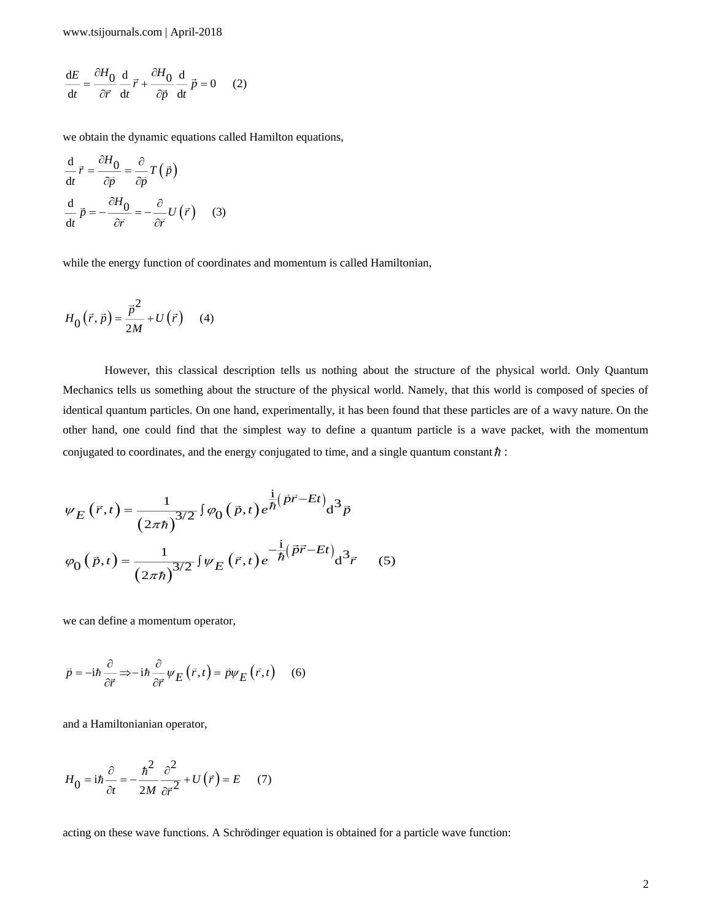$$\frac{\mathrm{d}E}{\mathrm{d}t} = \frac{\partial H_0}{\partial \vec{r}} \frac{\mathrm{d}}{\mathrm{d}t} \vec{r} + \frac{\partial H_0}{\partial \vec{p}} \frac{\mathrm{d}}{\mathrm{d}t} \vec{p} = 0 \qquad (2)$$

we obtain the dynamic equations called Hamilton equations,

$$\frac{\mathrm{d}}{\mathrm{d}t} \vec{r} = \frac{\partial H_0}{\partial \vec{p}} = \frac{\partial}{\partial \vec{p}} T\left(\vec{p}\right)$$

$$\frac{\mathrm{d}}{\mathrm{d}t} \vec{p} = -\frac{\partial H_0}{\partial \vec{r}} = -\frac{\partial}{\partial \vec{r}} U\left(\vec{r}\right) \qquad (3)$$

while the energy function of coordinates and momentum is called Hamiltonian,

$$H_0\left(\vec{r}, \vec{p}\right) = \frac{\vec{p}^2}{2M} + U\left(\vec{r}\right) \qquad (4)$$

However, this classical description tells us nothing about the structure of the physical world. Only Quantum Mechanics tells us something about the structure of the physical world. Namely, that this world is composed of species of identical quantum particles. On one hand, experimentally, it has been found that these particles are of a wavy nature. On the other hand, one could find that the simplest way to define a quantum particle is a wave packet, with the momentum conjugated to coordinates, and the energy conjugated to time, and a single quantum constant $\hbar$ :

$$\psi_E\left(\vec{r}, t\right) = \frac{1}{\left(2\pi\hbar\right)^{3/2}} \int \varphi_0\left(\vec{p}, t\right) e^{\frac{\mathrm{i}}{\hbar}\left(\vec{p}\vec{r} - Et\right)} \mathrm{d}^3\vec{p}$$

$$\varphi_0\left(\vec{p}, t\right) = \frac{1}{\left(2\pi\hbar\right)^{3/2}} \int \psi_E\left(\vec{r}, t\right) e^{-\frac{\mathrm{i}}{\hbar}\left(\vec{p}\vec{r} - Et\right)} \mathrm{d}^3\vec{r} \qquad (5)$$

we can define a momentum operator,

$$\vec{p} = -\mathrm{i}\hbar \frac{\partial}{\partial \vec{r}} \Rightarrow -\mathrm{i}\hbar \frac{\partial}{\partial \vec{r}} \psi_E\left(\vec{r}, t\right) = \vec{p}\psi_E\left(\vec{r}, t\right) \qquad (6)$$

and a Hamiltonianian operator,

$$H_0 = \mathrm{i}\hbar \frac{\partial}{\partial t} = -\frac{\hbar^2}{2M} \frac{\partial^2}{\partial \vec{r}^2} + U\left(\vec{r}\right) = E \qquad (7)$$

acting on these wave functions. A Schrödinger equation is obtained for a particle wave function: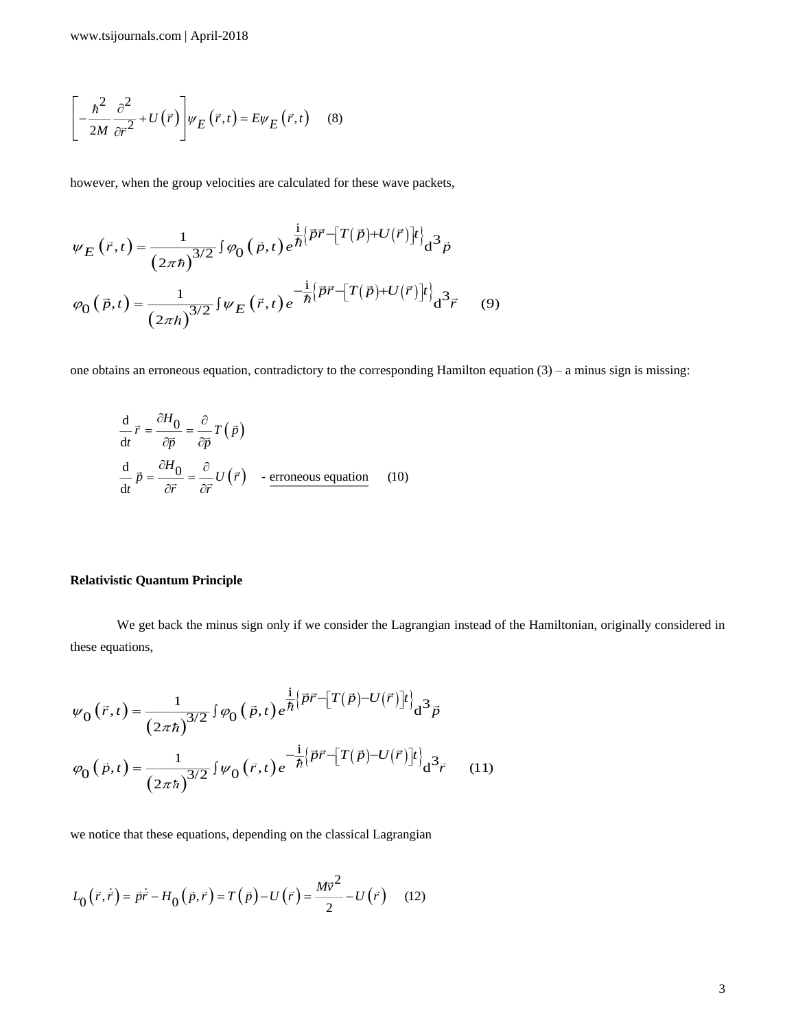$$\left[-\frac{\hbar^2}{2M}\frac{\partial^2}{\partial \vec{r}^2}+U(\vec{r})\right]\psi_E(\vec{r},t)=E\psi_E(\vec{r},t) \quad (8)$$

however, when the group velocities are calculated for these wave packets,

$$\psi_E(\vec{r},t)=\frac{1}{(2\pi\hbar)^{3/2}}\int\varphi_0(\vec{p},t)\,e^{\frac{i}{\hbar}\left\{\vec{p}\vec{r}-\left[T(\vec{p})+U(\vec{r})\right]t\right\}}\mathrm{d}^3\vec{p}$$

$$\varphi_0(\vec{p},t)=\frac{1}{(2\pi h)^{3/2}}\int\psi_E(\vec{r},t)\,e^{-\frac{i}{\hbar}\left\{\vec{p}\vec{r}-\left[T(\vec{p})+U(\vec{r})\right]t\right\}}\mathrm{d}^3\vec{r} \quad (9)$$

one obtains an erroneous equation, contradictory to the corresponding Hamilton equation (3) – a minus sign is missing:

$$\frac{\mathrm{d}}{\mathrm{d}t}\vec{r}=\frac{\partial H_0}{\partial \vec{p}}=\frac{\partial}{\partial \vec{p}}T(\vec{p})$$

$$\frac{\mathrm{d}}{\mathrm{d}t}\vec{p}=\frac{\partial H_0}{\partial \vec{r}}=\frac{\partial}{\partial \vec{r}}U(\vec{r}) \quad \text{- erroneous equation} \quad (10)$$

**Relativistic Quantum Principle**

We get back the minus sign only if we consider the Lagrangian instead of the Hamiltonian, originally considered in these equations,

$$\psi_0(\vec{r},t)=\frac{1}{(2\pi\hbar)^{3/2}}\int\varphi_0(\vec{p},t)\,e^{\frac{i}{\hbar}\left\{\vec{p}\vec{r}-\left[T(\vec{p})-U(\vec{r})\right]t\right\}}\mathrm{d}^3\vec{p}$$

$$\varphi_0(\vec{p},t)=\frac{1}{(2\pi\hbar)^{3/2}}\int\psi_0(\vec{r},t)\,e^{-\frac{i}{\hbar}\left\{\vec{p}\vec{r}-\left[T(\vec{p})-U(\vec{r})\right]t\right\}}\mathrm{d}^3\vec{r} \quad (11)$$

we notice that these equations, depending on the classical Lagrangian

$$L_0(\vec{r},\dot{\vec{r}})=\vec{p}\dot{\vec{r}}-H_0(\vec{p},\vec{r})=T(\vec{p})-U(\vec{r})=\frac{Mv^2}{2}-U(\vec{r}) \quad (12)$$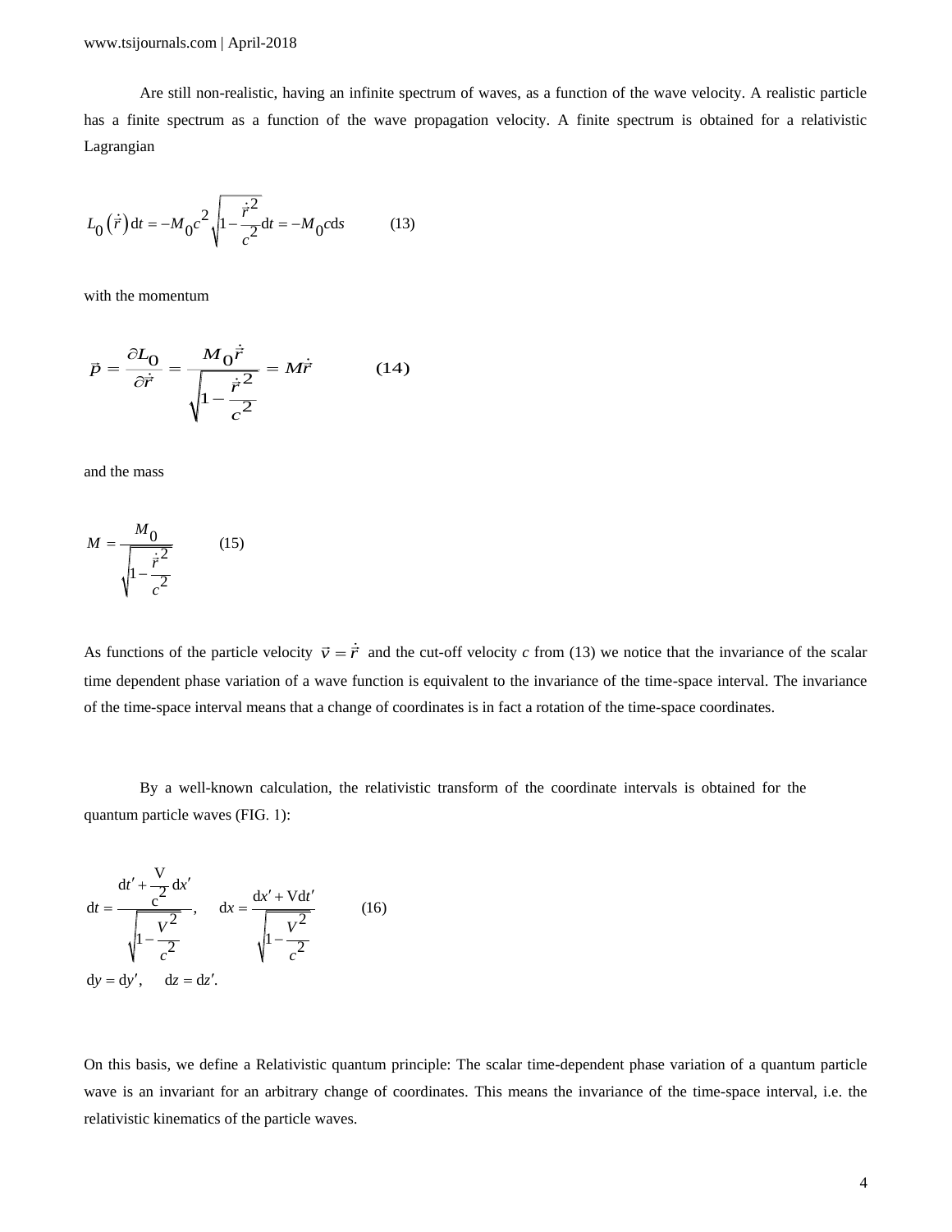Are still non-realistic, having an infinite spectrum of waves, as a function of the wave velocity. A realistic particle has a finite spectrum as a function of the wave propagation velocity. A finite spectrum is obtained for a relativistic Lagrangian

$$L_0\left(\dot{r}\right)\mathrm{d}t = -M_0 c^2 \sqrt{1-\frac{\dot{r}^2}{c^2}}\mathrm{d}t = -M_0 c\mathrm{d}s \qquad (13)$$

with the momentum

$$\vec{p} = \frac{\partial L_0}{\partial \dot{\vec{r}}} = \frac{M_0 \dot{\vec{r}}}{\sqrt{1-\frac{\dot{r}^2}{c^2}}} = M\dot{\vec{r}} \qquad (14)$$

and the mass

$$M = \frac{M_0}{\sqrt{1-\frac{\dot{r}^2}{c^2}}} \qquad (15)$$

As functions of the particle velocity $\vec{v} = \dot{\vec{r}}$ and the cut-off velocity $c$ from (13) we notice that the invariance of the scalar time dependent phase variation of a wave function is equivalent to the invariance of the time-space interval. The invariance of the time-space interval means that a change of coordinates is in fact a rotation of the time-space coordinates.

By a well-known calculation, the relativistic transform of the coordinate intervals is obtained for the quantum particle waves (FIG. 1):

$$\mathrm{d}t = \frac{\mathrm{d}t' + \frac{\mathrm{V}}{\mathrm{c}^2}\mathrm{d}x'}{\sqrt{1-\frac{V^2}{c^2}}}, \quad \mathrm{d}x = \frac{\mathrm{d}x' + \mathrm{V}\mathrm{d}t'}{\sqrt{1-\frac{V^2}{c^2}}} \qquad (16)$$

$$\mathrm{d}y = \mathrm{d}y', \quad \mathrm{d}z = \mathrm{d}z'.$$

On this basis, we define a Relativistic quantum principle: The scalar time-dependent phase variation of a quantum particle wave is an invariant for an arbitrary change of coordinates. This means the invariance of the time-space interval, i.e. the relativistic kinematics of the particle waves.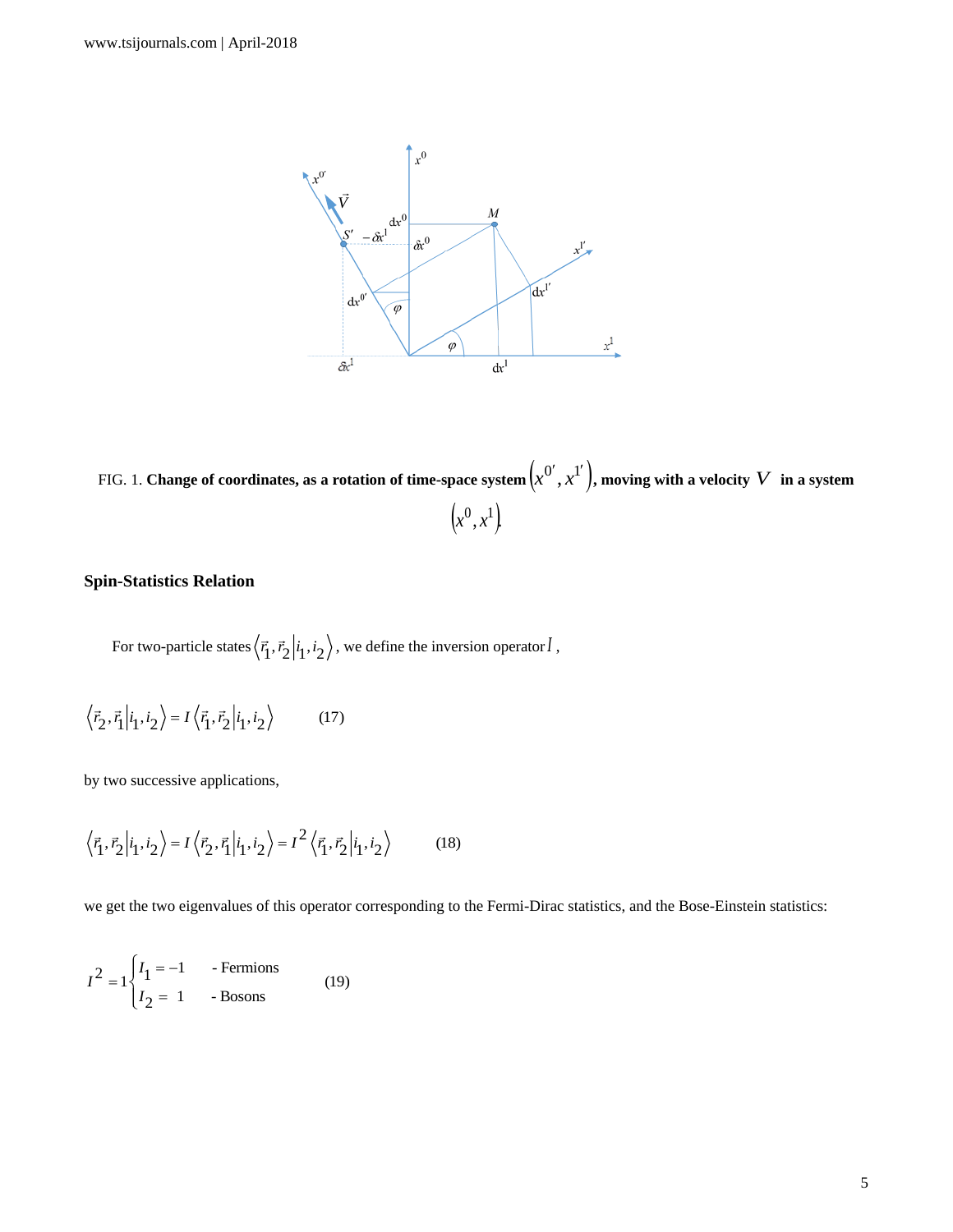FIG. 1. **Change of coordinates, as a rotation of time-space system $\left(x^{0'}, x^{1'}\right)$, moving with a velocity $V$ in a system $\left(x^{0}, x^{1}\right)$.**

### Spin-Statistics Relation

For two-particle states $\left\langle \vec{r}_1, \vec{r}_2 \middle| i_1, i_2 \right\rangle$, we define the inversion operator $I$,

$$\left\langle \vec{r}_2, \vec{r}_1 \middle| i_1, i_2 \right\rangle = I \left\langle \vec{r}_1, \vec{r}_2 \middle| i_1, i_2 \right\rangle \tag{17}$$

by two successive applications,

$$\left\langle \vec{r}_1, \vec{r}_2 \middle| i_1, i_2 \right\rangle = I \left\langle \vec{r}_2, \vec{r}_1 \middle| i_1, i_2 \right\rangle = I^2 \left\langle \vec{r}_1, \vec{r}_2 \middle| i_1, i_2 \right\rangle \tag{18}$$

we get the two eigenvalues of this operator corresponding to the Fermi-Dirac statistics, and the Bose-Einstein statistics:

$$I^2 = 1 \begin{cases} I_1 = -1 & \text{- Fermions} \\ I_2 = \ 1 & \text{- Bosons} \end{cases} \tag{19}$$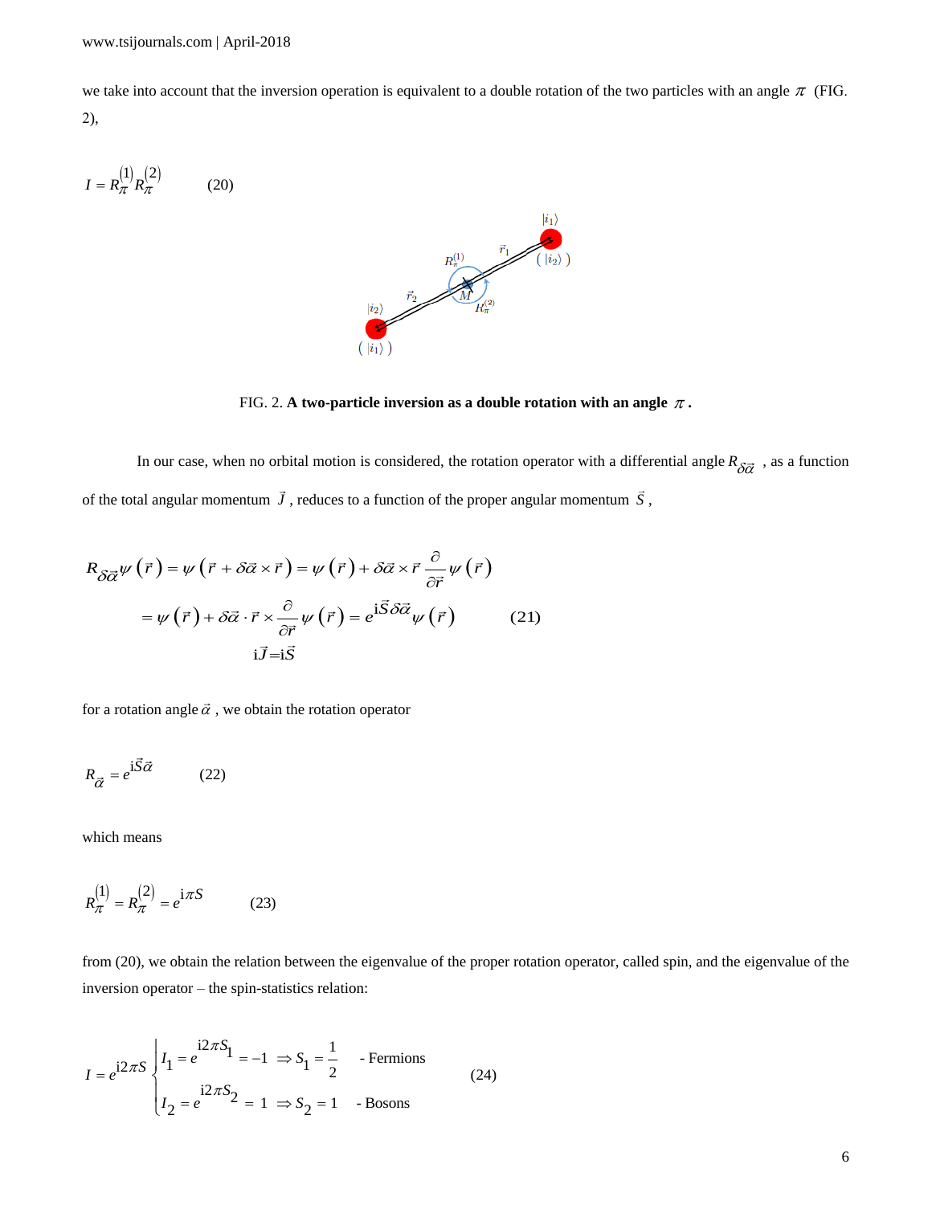we take into account that the inversion operation is equivalent to a double rotation of the two particles with an angle $\pi$ (FIG. 2),

$$I = R_{\pi}^{(1)} R_{\pi}^{(2)} \qquad (20)$$

FIG. 2. **A two-particle inversion as a double rotation with an angle $\pi$.**

In our case, when no orbital motion is considered, the rotation operator with a differential angle $R_{\delta\vec{\alpha}}$, as a function of the total angular momentum $\vec{J}$, reduces to a function of the proper angular momentum $\vec{S}$,

$$\begin{aligned} R_{\delta\vec{\alpha}}\psi(\vec{r}) &= \psi(\vec{r} + \delta\vec{\alpha} \times \vec{r}) = \psi(\vec{r}) + \delta\vec{\alpha} \times \vec{r}\,\frac{\partial}{\partial\vec{r}}\psi(\vec{r}) \\ &= \psi(\vec{r}) + \underbrace{\delta\vec{\alpha} \cdot \vec{r} \times \frac{\partial}{\partial\vec{r}}}_{\mathrm{i}\vec{J}=\mathrm{i}\vec{S}}\psi(\vec{r}) = e^{\mathrm{i}\vec{S}\delta\vec{\alpha}}\psi(\vec{r}) \end{aligned} \qquad (21)$$

for a rotation angle $\vec{\alpha}$, we obtain the rotation operator

$$R_{\vec{\alpha}} = e^{\mathrm{i}\vec{S}\vec{\alpha}} \qquad (22)$$

which means

$$R_{\pi}^{(1)} = R_{\pi}^{(2)} = e^{\mathrm{i}\pi S} \qquad (23)$$

from (20), we obtain the relation between the eigenvalue of the proper rotation operator, called spin, and the eigenvalue of the inversion operator – the spin-statistics relation:

$$I = e^{\mathrm{i}2\pi S}\begin{cases} I_1 = e^{\mathrm{i}2\pi S_1} = -1 \Rightarrow S_1 = \dfrac{1}{2} & \text{- Fermions} \\ I_2 = e^{\mathrm{i}2\pi S_2} = 1 \Rightarrow S_2 = 1 & \text{- Bosons} \end{cases} \qquad (24)$$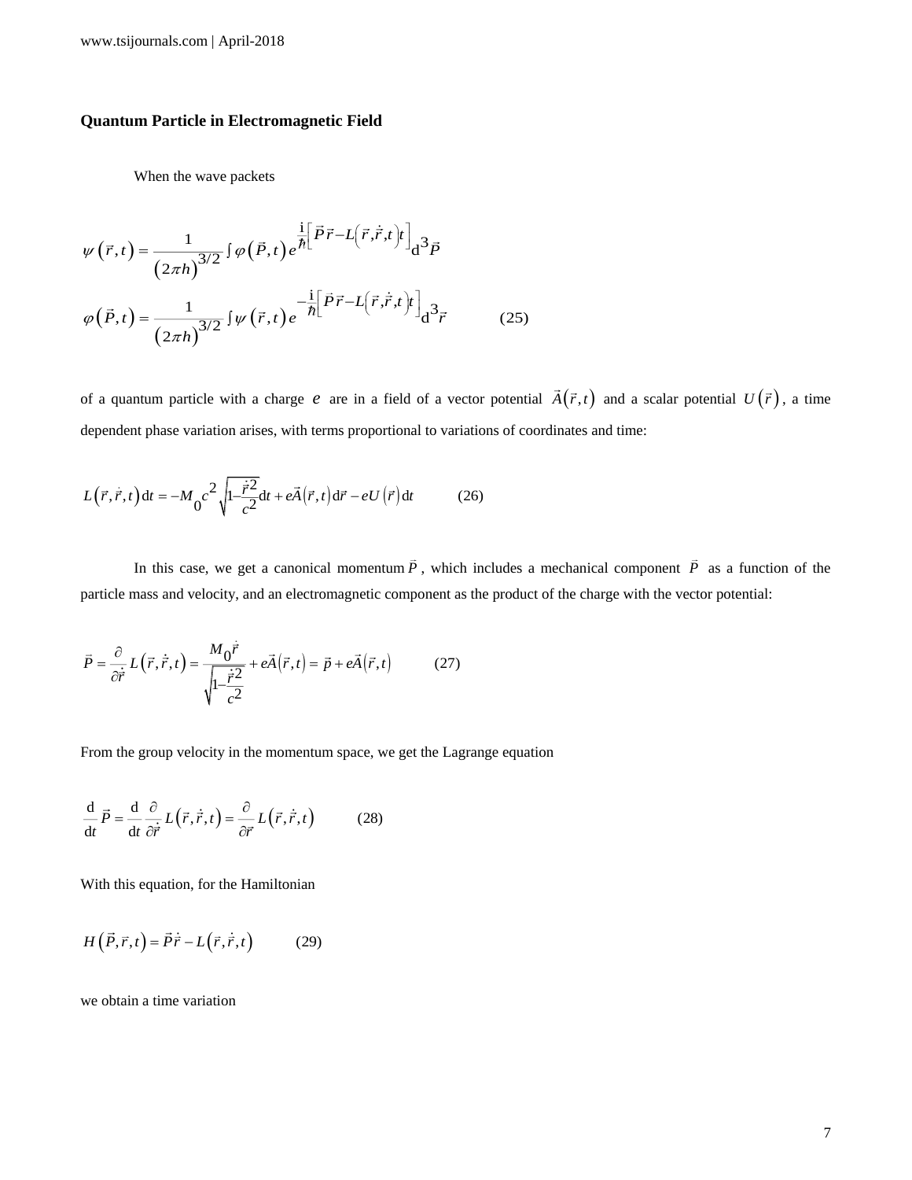### Quantum Particle in Electromagnetic Field

When the wave packets

$$\psi\left(\vec{r},t\right)=\frac{1}{\left(2\pi h\right)^{3/2}}\int\varphi\left(\vec{P},t\right)e^{\frac{\mathrm{i}}{\hbar}\left[\vec{P}\vec{r}-L\left(\vec{r},\dot{\vec{r}},t\right)t\right]}\mathrm{d}^{3}\vec{P}$$

$$\varphi\left(\vec{P},t\right)=\frac{1}{\left(2\pi h\right)^{3/2}}\int\psi\left(\vec{r},t\right)e^{-\frac{\mathrm{i}}{\hbar}\left[\vec{P}\vec{r}-L\left(\vec{r},\dot{\vec{r}},t\right)t\right]}\mathrm{d}^{3}\vec{r}\qquad(25)$$

of a quantum particle with a charge $e$ are in a field of a vector potential $\vec{A}\left(\vec{r},t\right)$ and a scalar potential $U\left(\vec{r}\right)$, a time dependent phase variation arises, with terms proportional to variations of coordinates and time:

$$L\left(\vec{r},\dot{r},t\right)\mathrm{d}t=-M_{0}c^{2}\sqrt{1-\frac{\dot{\vec{r}}^{2}}{c^{2}}}\mathrm{d}t+e\vec{A}\left(\vec{r},t\right)\mathrm{d}\vec{r}-eU\left(\vec{r}\right)\mathrm{d}t\qquad(26)$$

In this case, we get a canonical momentum $\vec{P}$, which includes a mechanical component $\vec{P}$ as a function of the particle mass and velocity, and an electromagnetic component as the product of the charge with the vector potential:

$$\vec{P}=\frac{\partial}{\partial\dot{\vec{r}}}L\left(\vec{r},\dot{\vec{r}},t\right)=\frac{M_{0}\dot{\vec{r}}}{\sqrt{1-\frac{\dot{\vec{r}}^{2}}{c^{2}}}}+e\vec{A}\left(\vec{r},t\right)=\vec{p}+e\vec{A}\left(\vec{r},t\right)\qquad(27)$$

From the group velocity in the momentum space, we get the Lagrange equation

$$\frac{\mathrm{d}}{\mathrm{d}t}\vec{P}=\frac{\mathrm{d}}{\mathrm{d}t}\frac{\partial}{\partial\dot{\vec{r}}}L\left(\vec{r},\dot{\vec{r}},t\right)=\frac{\partial}{\partial\vec{r}}L\left(\vec{r},\dot{\vec{r}},t\right)\qquad(28)$$

With this equation, for the Hamiltonian

$$H\left(\vec{P},\vec{r},t\right)=\vec{P}\dot{\vec{r}}-L\left(\vec{r},\dot{\vec{r}},t\right)\qquad(29)$$

we obtain a time variation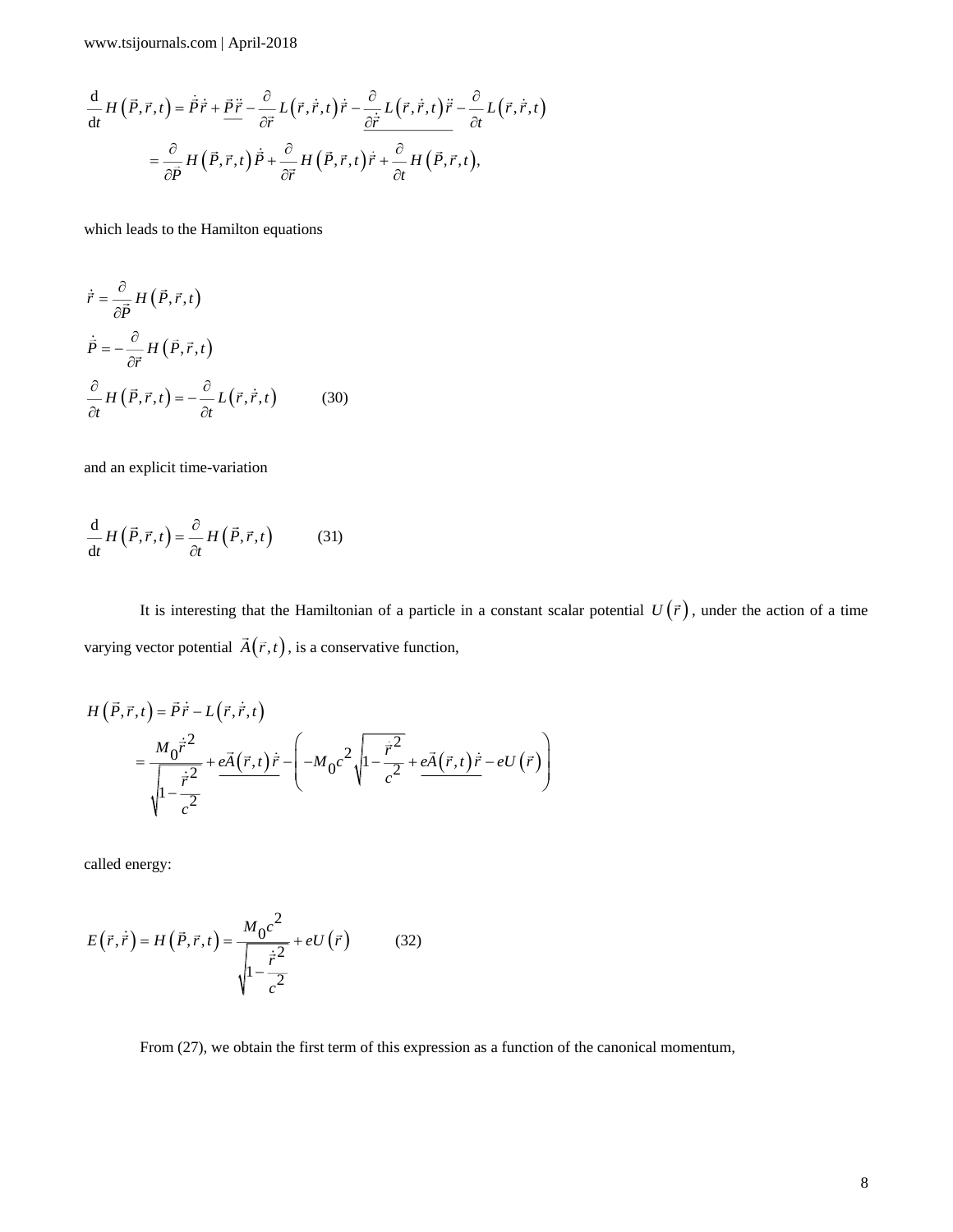$$\frac{\mathrm{d}}{\mathrm{d}t} H\left(\vec{P},\vec{r},t\right) = \dot{\vec{P}}\dot{\vec{r}} + \underline{\vec{P}\ddot{\vec{r}}} - \frac{\partial}{\partial \vec{r}} L\left(\vec{r},\dot{\vec{r}},t\right)\dot{\vec{r}} - \underline{\frac{\partial}{\partial \dot{\vec{r}}} L\left(\vec{r},\dot{\vec{r}},t\right)\ddot{\vec{r}}} - \frac{\partial}{\partial t} L\left(\vec{r},\dot{\vec{r}},t\right)$$

$$= \frac{\partial}{\partial \vec{P}} H\left(\vec{P},\vec{r},t\right)\dot{\vec{P}} + \frac{\partial}{\partial \vec{r}} H\left(\vec{P},\vec{r},t\right)\dot{\vec{r}} + \frac{\partial}{\partial t} H\left(\vec{P},\vec{r},t\right),$$

which leads to the Hamilton equations

$$\dot{\vec{r}} = \frac{\partial}{\partial \vec{P}} H\left(\vec{P},\vec{r},t\right)$$

$$\dot{\vec{P}} = -\frac{\partial}{\partial \vec{r}} H\left(\vec{P},\vec{r},t\right)$$

$$\frac{\partial}{\partial t} H\left(\vec{P},\vec{r},t\right) = -\frac{\partial}{\partial t} L\left(\vec{r},\dot{\vec{r}},t\right) \qquad (30)$$

and an explicit time-variation

$$\frac{\mathrm{d}}{\mathrm{d}t} H\left(\vec{P},\vec{r},t\right) = \frac{\partial}{\partial t} H\left(\vec{P},\vec{r},t\right) \qquad (31)$$

It is interesting that the Hamiltonian of a particle in a constant scalar potential $U\left(\vec{r}\right)$, under the action of a time varying vector potential $\vec{A}\left(r,t\right)$, is a conservative function,

$$H\left(\vec{P},\vec{r},t\right) = \vec{P}\dot{\vec{r}} - L\left(\vec{r},\dot{\vec{r}},t\right)$$

$$= \frac{M_0\dot{\vec{r}}^2}{\sqrt{1-\dfrac{\dot{\vec{r}}^2}{c^2}}} + \underline{e\vec{A}\left(\vec{r},t\right)\dot{\vec{r}}} - \left(-M_0c^2\sqrt{1-\frac{\dot{\vec{r}}^2}{c^2}} + \underline{e\vec{A}\left(\vec{r},t\right)\dot{\vec{r}}} - eU\left(\vec{r}\right)\right)$$

called energy:

$$E\left(\vec{r},\dot{\vec{r}}\right) = H\left(\vec{P},\vec{r},t\right) = \frac{M_0c^2}{\sqrt{1-\dfrac{\dot{\vec{r}}^2}{c^2}}} + eU\left(\vec{r}\right) \qquad (32)$$

From (27), we obtain the first term of this expression as a function of the canonical momentum,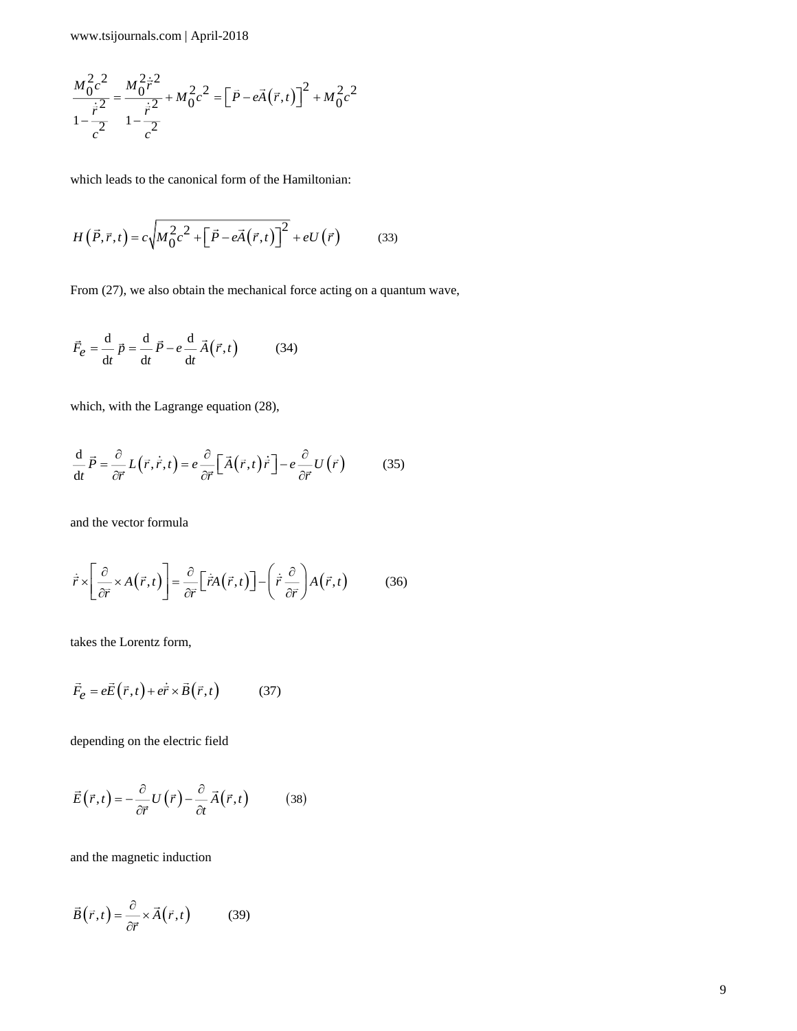$$\frac{M_0^2 c^2}{1-\frac{\dot{r}^2}{c^2}} = \frac{M_0^2 \dot{\vec{r}}^2}{1-\frac{\dot{r}^2}{c^2}} + M_0^2 c^2 = \left[\vec{P} - e\vec{A}\left(\vec{r},t\right)\right]^2 + M_0^2 c^2$$

which leads to the canonical form of the Hamiltonian:

$$H\left(\vec{P},\vec{r},t\right) = c\sqrt{M_0^2 c^2 + \left[\vec{P} - e\vec{A}\left(\vec{r},t\right)\right]^2} + eU\left(\vec{r}\right) \qquad (33)$$

From (27), we also obtain the mechanical force acting on a quantum wave,

$$\vec{F}_e = \frac{\mathrm{d}}{\mathrm{d}t}\vec{p} = \frac{\mathrm{d}}{\mathrm{d}t}\vec{P} - e\frac{\mathrm{d}}{\mathrm{d}t}\vec{A}\left(\vec{r},t\right) \qquad (34)$$

which, with the Lagrange equation (28),

$$\frac{\mathrm{d}}{\mathrm{d}t}\vec{P} = \frac{\partial}{\partial\vec{r}}L\left(\vec{r},\dot{\vec{r}},t\right) = e\frac{\partial}{\partial\vec{r}}\left[\vec{A}\left(\vec{r},t\right)\dot{\vec{r}}\right] - e\frac{\partial}{\partial\vec{r}}U\left(\vec{r}\right) \qquad (35)$$

and the vector formula

$$\dot{\vec{r}} \times \left[\frac{\partial}{\partial\vec{r}} \times A\left(\vec{r},t\right)\right] = \frac{\partial}{\partial\vec{r}}\left[\dot{\vec{r}}A\left(\vec{r},t\right)\right] - \left(\dot{\vec{r}}\frac{\partial}{\partial\vec{r}}\right)A\left(\vec{r},t\right) \qquad (36)$$

takes the Lorentz form,

$$\vec{F}_e = e\vec{E}\left(\vec{r},t\right) + e\dot{\vec{r}} \times \vec{B}\left(\vec{r},t\right) \qquad (37)$$

depending on the electric field

$$\vec{E}\left(\vec{r},t\right) = -\frac{\partial}{\partial\vec{r}}U\left(\vec{r}\right) - \frac{\partial}{\partial t}\vec{A}\left(\vec{r},t\right) \qquad (38)$$

and the magnetic induction

$$\vec{B}\left(\vec{r},t\right) = \frac{\partial}{\partial\vec{r}} \times \vec{A}\left(\vec{r},t\right) \qquad (39)$$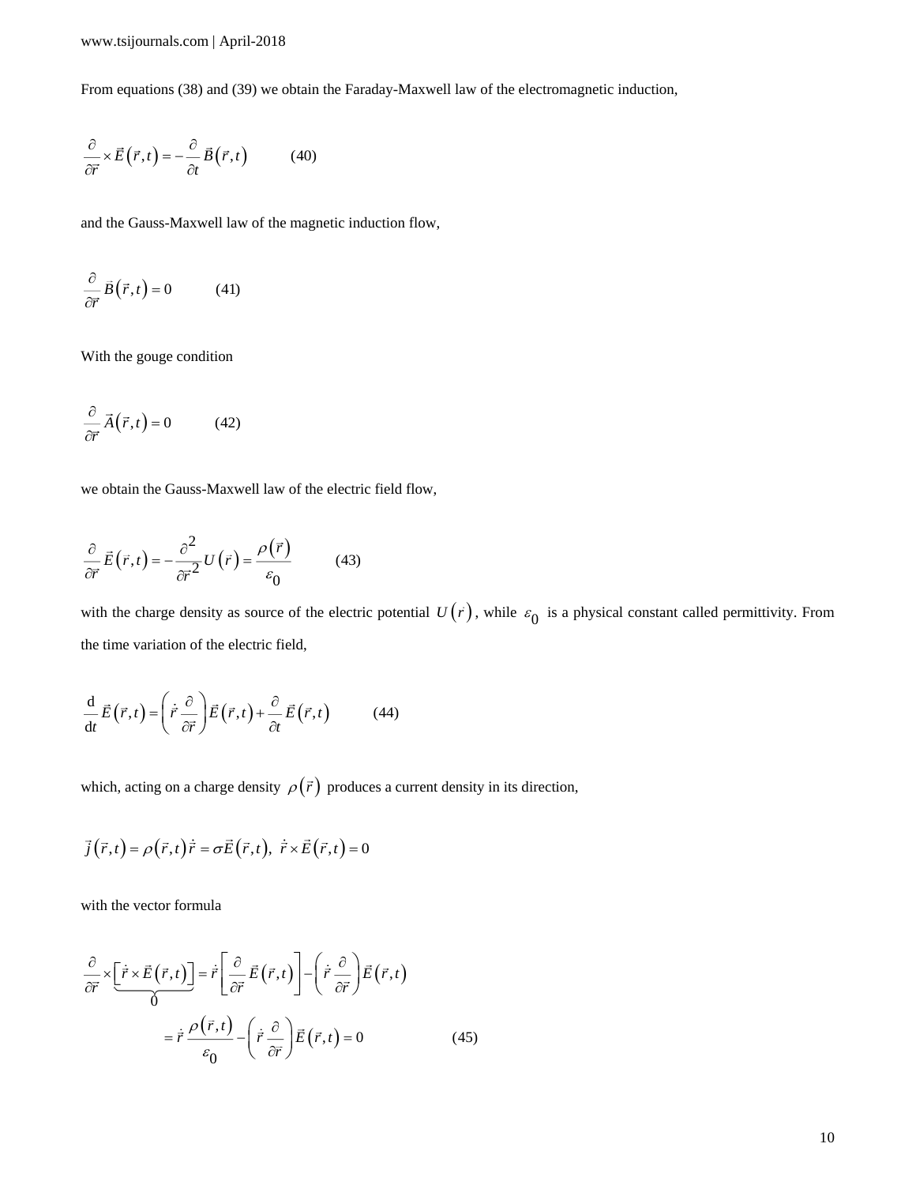From equations (38) and (39) we obtain the Faraday-Maxwell law of the electromagnetic induction,

$$\frac{\partial}{\partial \vec{r}} \times \vec{E}(\vec{r},t) = -\frac{\partial}{\partial t}\vec{B}(\vec{r},t) \qquad (40)$$

and the Gauss-Maxwell law of the magnetic induction flow,

$$\frac{\partial}{\partial \vec{r}}\vec{B}(\vec{r},t) = 0 \qquad (41)$$

With the gouge condition

$$\frac{\partial}{\partial \vec{r}}\vec{A}(\vec{r},t) = 0 \qquad (42)$$

we obtain the Gauss-Maxwell law of the electric field flow,

$$\frac{\partial}{\partial \vec{r}}\vec{E}(\vec{r},t) = -\frac{\partial^2}{\partial \vec{r}^2}U(\vec{r}) = \frac{\rho(\vec{r})}{\varepsilon_0} \qquad (43)$$

with the charge density as source of the electric potential $U(\vec{r})$, while $\varepsilon_0$ is a physical constant called permittivity. From the time variation of the electric field,

$$\frac{\mathrm{d}}{\mathrm{d}t}\vec{E}(\vec{r},t) = \left(\dot{\vec{r}}\frac{\partial}{\partial \vec{r}}\right)\vec{E}(\vec{r},t) + \frac{\partial}{\partial t}\vec{E}(\vec{r},t) \qquad (44)$$

which, acting on a charge density $\rho(\vec{r})$ produces a current density in its direction,

$$\vec{j}(\vec{r},t) = \rho(\vec{r},t)\dot{\vec{r}} = \sigma\vec{E}(\vec{r},t), \; \dot{\vec{r}} \times \vec{E}(\vec{r},t) = 0$$

with the vector formula

$$\frac{\partial}{\partial \vec{r}} \times \underbrace{\left[\dot{\vec{r}} \times \vec{E}(\vec{r},t)\right]}_{0} = \dot{\vec{r}}\left[\frac{\partial}{\partial \vec{r}}\vec{E}(\vec{r},t)\right] - \left(\dot{\vec{r}}\frac{\partial}{\partial \vec{r}}\right)\vec{E}(\vec{r},t)$$

$$= \dot{\vec{r}}\frac{\rho(\vec{r},t)}{\varepsilon_0} - \left(\dot{\vec{r}}\frac{\partial}{\partial \vec{r}}\right)\vec{E}(\vec{r},t) = 0 \qquad (45)$$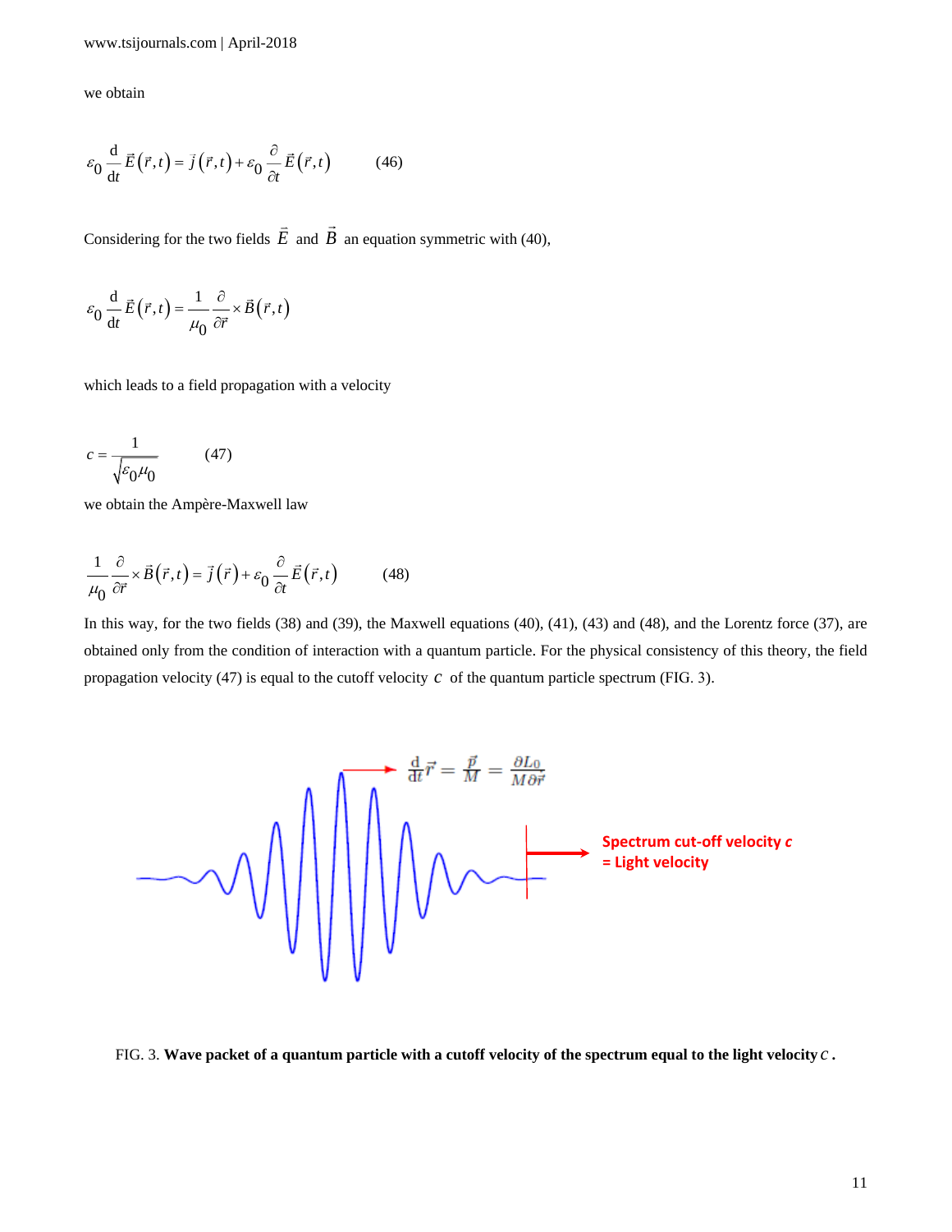we obtain

$$\varepsilon_0 \frac{d}{dt}\vec{E}(\vec{r},t) = \vec{j}(\vec{r},t) + \varepsilon_0 \frac{\partial}{\partial t}\vec{E}(\vec{r},t) \qquad (46)$$

Considering for the two fields $\vec{E}$ and $\vec{B}$ an equation symmetric with (40),

$$\varepsilon_0 \frac{d}{dt}\vec{E}(\vec{r},t) = \frac{1}{\mu_0}\frac{\partial}{\partial \vec{r}} \times \vec{B}(\vec{r},t)$$

which leads to a field propagation with a velocity

$$c = \frac{1}{\sqrt{\varepsilon_0 \mu_0}} \qquad (47)$$

we obtain the Ampère-Maxwell law

$$\frac{1}{\mu_0}\frac{\partial}{\partial \vec{r}} \times \vec{B}(\vec{r},t) = \vec{j}(\vec{r}) + \varepsilon_0 \frac{\partial}{\partial t}\vec{E}(\vec{r},t) \qquad (48)$$

In this way, for the two fields (38) and (39), the Maxwell equations (40), (41), (43) and (48), and the Lorentz force (37), are obtained only from the condition of interaction with a quantum particle. For the physical consistency of this theory, the field propagation velocity (47) is equal to the cutoff velocity $c$ of the quantum particle spectrum (FIG. 3).

$$\frac{d}{dt}\vec{r} = \frac{\vec{p}}{M} = \frac{\partial L_0}{M \partial \vec{r}}$$

Spectrum cut-off velocity $c$ = Light velocity

FIG. 3. **Wave packet of a quantum particle with a cutoff velocity of the spectrum equal to the light velocity $c$.**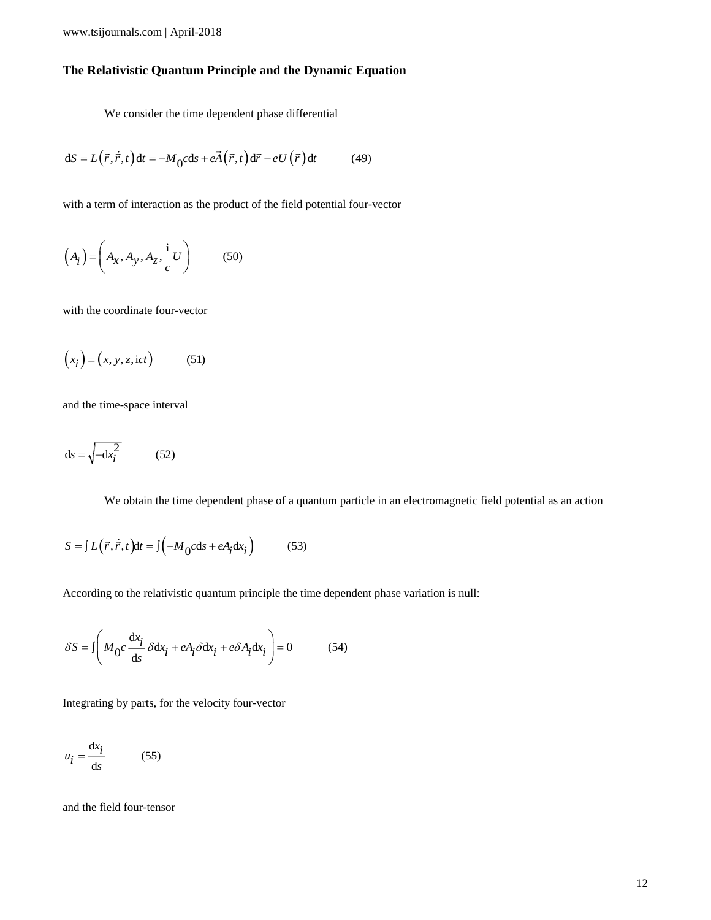### The Relativistic Quantum Principle and the Dynamic Equation

We consider the time dependent phase differential

$$\mathrm{d}S = L\left(\vec{r}, \dot{\vec{r}}, t\right)\mathrm{d}t = -M_0 c\mathrm{d}s + e\vec{A}\left(\vec{r}, t\right)\mathrm{d}\vec{r} - eU\left(\vec{r}\right)\mathrm{d}t \qquad (49)$$

with a term of interaction as the product of the field potential four-vector

$$\left(A_i\right) = \left(A_x, A_y, A_z, \frac{\mathrm{i}}{c}U\right) \qquad (50)$$

with the coordinate four-vector

$$\left(x_i\right) = \left(x, y, z, \mathrm{i}ct\right) \qquad (51)$$

and the time-space interval

$$\mathrm{d}s = \sqrt{-\mathrm{d}x_i^2} \qquad (52)$$

We obtain the time dependent phase of a quantum particle in an electromagnetic field potential as an action

$$S = \int L\left(\vec{r}, \dot{\vec{r}}, t\right)\mathrm{d}t = \int\left(-M_0 c\mathrm{d}s + eA_i \mathrm{d}x_i\right) \qquad (53)$$

According to the relativistic quantum principle the time dependent phase variation is null:

$$\delta S = \int\left(M_0 c\frac{\mathrm{d}x_i}{\mathrm{d}s}\delta\mathrm{d}x_i + eA_i\delta\mathrm{d}x_i + e\delta A_i\mathrm{d}x_i\right) = 0 \qquad (54)$$

Integrating by parts, for the velocity four-vector

$$u_i = \frac{\mathrm{d}x_i}{\mathrm{d}s} \qquad (55)$$

and the field four-tensor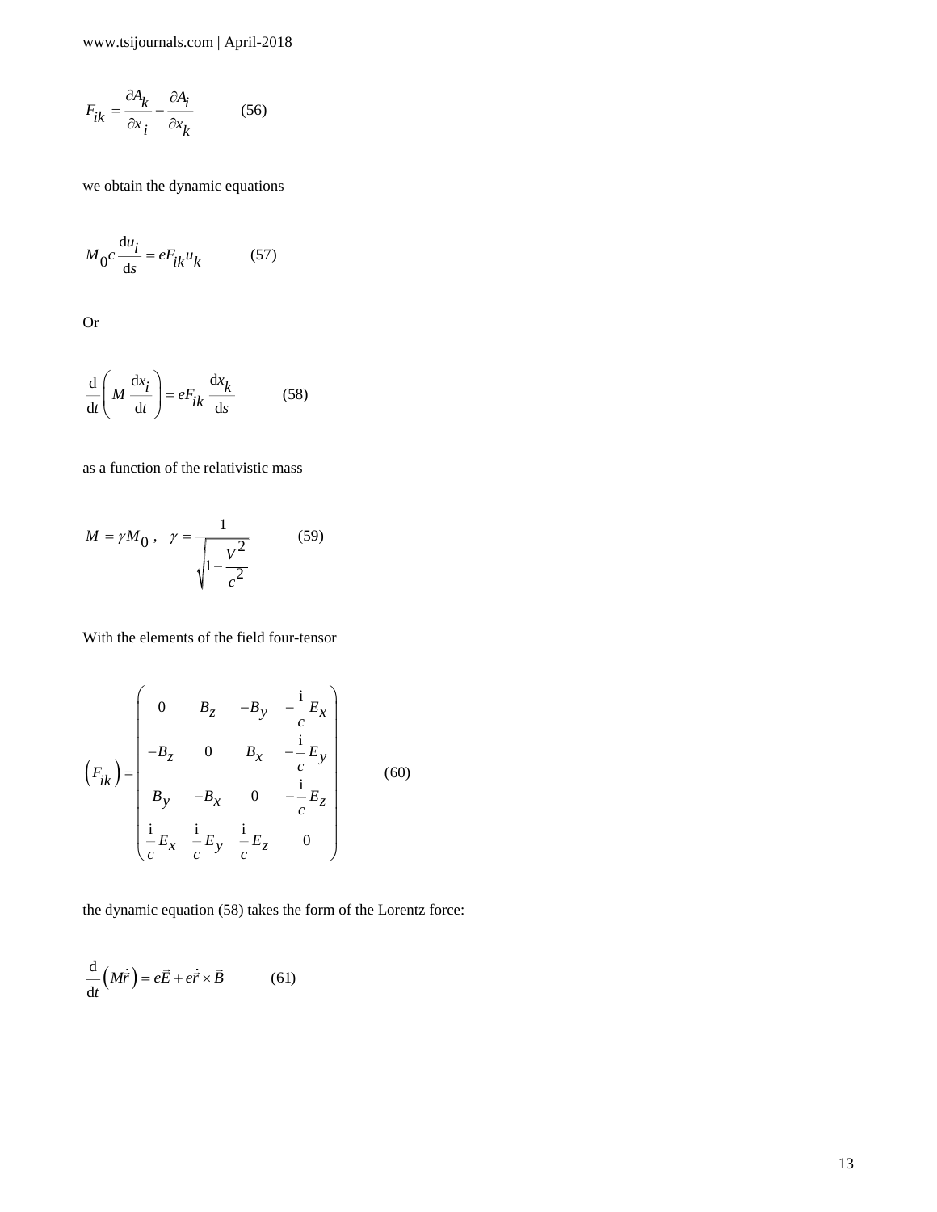$$F_{ik} = \frac{\partial A_k}{\partial x_i} - \frac{\partial A_i}{\partial x_k} \qquad (56)$$

we obtain the dynamic equations

$$M_0 c \frac{\mathrm{d}u_i}{\mathrm{d}s} = eF_{ik} u_k \qquad (57)$$

Or

$$\frac{\mathrm{d}}{\mathrm{d}t}\left( M \frac{\mathrm{d}x_i}{\mathrm{d}t} \right) = eF_{ik} \frac{\mathrm{d}x_k}{\mathrm{d}s} \qquad (58)$$

as a function of the relativistic mass

$$M = \gamma M_0 \,, \quad \gamma = \frac{1}{\sqrt{1 - \dfrac{V^2}{c^2}}} \qquad (59)$$

With the elements of the field four-tensor

$$\left( F_{ik} \right) = \begin{pmatrix} 0 & B_z & -B_y & -\dfrac{\mathrm{i}}{c} E_x \\ -B_z & 0 & B_x & -\dfrac{\mathrm{i}}{c} E_y \\ B_y & -B_x & 0 & -\dfrac{\mathrm{i}}{c} E_z \\ \dfrac{\mathrm{i}}{c} E_x & \dfrac{\mathrm{i}}{c} E_y & \dfrac{\mathrm{i}}{c} E_z & 0 \end{pmatrix} \qquad (60)$$

the dynamic equation (58) takes the form of the Lorentz force:

$$\frac{\mathrm{d}}{\mathrm{d}t}\left( M\dot{\vec{r}} \right) = e\vec{E} + e\dot{\vec{r}} \times \vec{B} \qquad (61)$$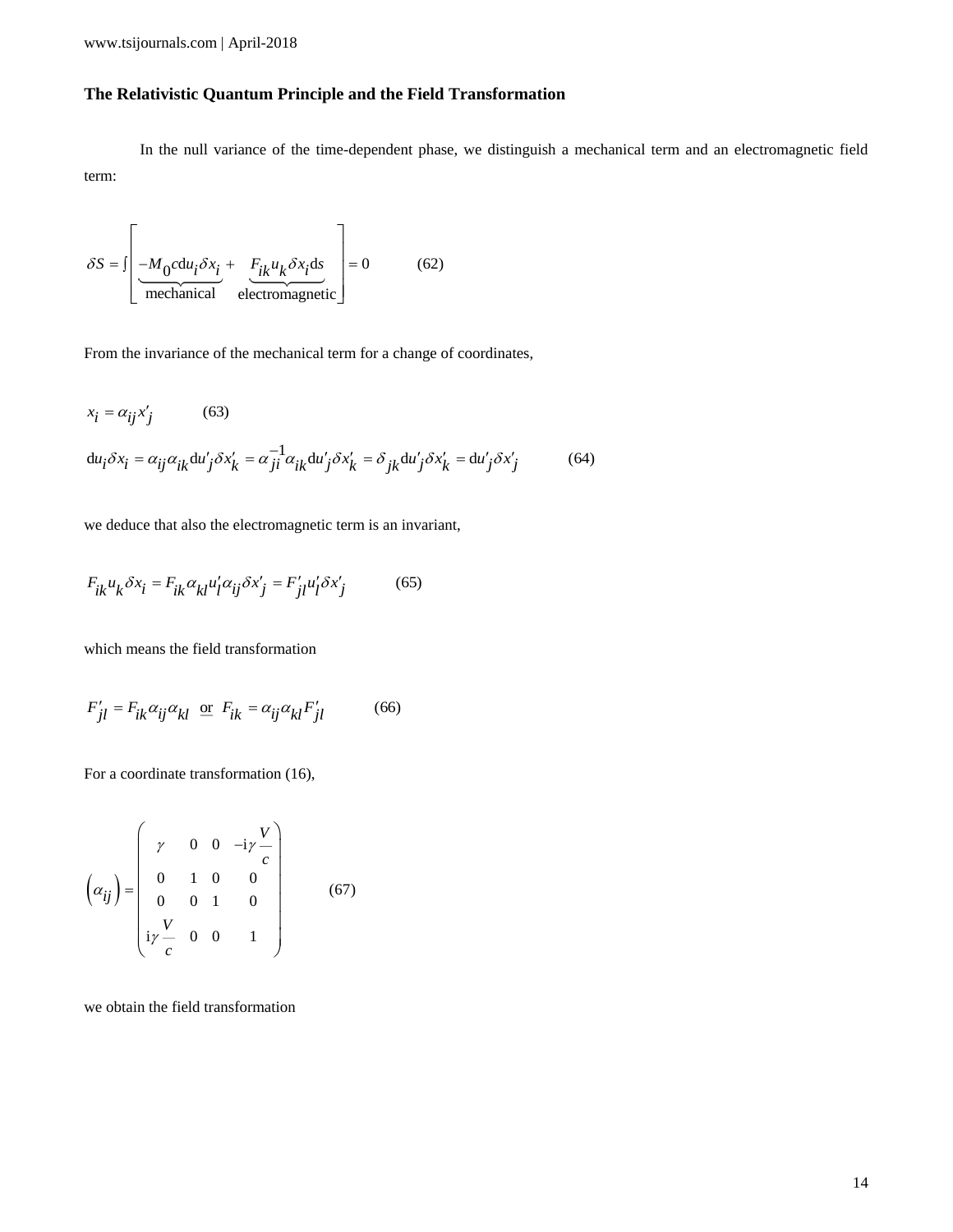### The Relativistic Quantum Principle and the Field Transformation

In the null variance of the time-dependent phase, we distinguish a mechanical term and an electromagnetic field term:

$$\delta S = \int \left[ \underbrace{-M_0 c \mathrm{d}u_i \delta x_i}_{\text{mechanical}} + \underbrace{F_{ik} u_k \delta x_i \mathrm{d}s}_{\text{electromagnetic}} \right] = 0 \qquad (62)$$

From the invariance of the mechanical term for a change of coordinates,

$$x_i = \alpha_{ij} x'_j \qquad (63)$$

$$\mathrm{d}u_i \delta x_i = \alpha_{ij} \alpha_{ik} \mathrm{d}u'_j \delta x'_k = \alpha_{ji}^{-1} \alpha_{ik} \mathrm{d}u'_j \delta x'_k = \delta_{jk} \mathrm{d}u'_j \delta x'_k = \mathrm{d}u'_j \delta x'_j \qquad (64)$$

we deduce that also the electromagnetic term is an invariant,

$$F_{ik} u_k \delta x_i = F_{ik} \alpha_{kl} u'_l \alpha_{ij} \delta x'_j = F'_{jl} u'_l \delta x'_j \qquad (65)$$

which means the field transformation

$$F'_{jl} = F_{ik} \alpha_{ij} \alpha_{kl} \ \ \underline{\text{or}} \ \ F_{ik} = \alpha_{ij} \alpha_{kl} F'_{jl} \qquad (66)$$

For a coordinate transformation (16),

$$\left(\alpha_{ij}\right) = \begin{pmatrix} \gamma & 0 & 0 & -\mathrm{i}\gamma \dfrac{V}{c} \\ 0 & 1 & 0 & 0 \\ 0 & 0 & 1 & 0 \\ \mathrm{i}\gamma \dfrac{V}{c} & 0 & 0 & 1 \end{pmatrix} \qquad (67)$$

we obtain the field transformation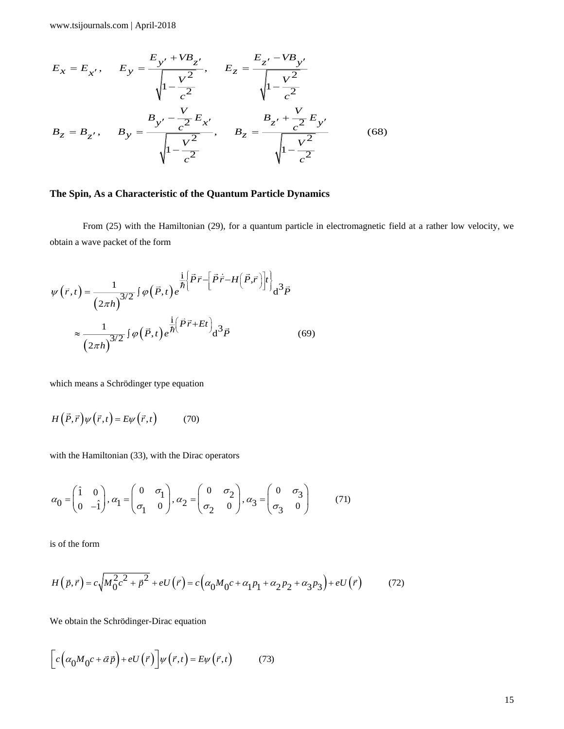$$E_x = E_{x'}, \quad E_y = \frac{E_{y'} + VB_{z'}}{\sqrt{1 - \frac{V^2}{c^2}}}, \quad E_z = \frac{E_{z'} - VB_{y'}}{\sqrt{1 - \frac{V^2}{c^2}}}$$

$$B_z = B_{z'}, \quad B_y = \frac{B_{y'} - \frac{V}{c^2} E_{x'}}{\sqrt{1 - \frac{V^2}{c^2}}}, \quad B_z = \frac{B_{z'} + \frac{V}{c^2} E_{y'}}{\sqrt{1 - \frac{V^2}{c^2}}} \qquad (68)$$

## The Spin, As a Characteristic of the Quantum Particle Dynamics

From (25) with the Hamiltonian (29), for a quantum particle in electromagnetic field at a rather low velocity, we obtain a wave packet of the form

$$\psi\left(\vec{r}, t\right) = \frac{1}{\left(2\pi h\right)^{3/2}} \int \varphi\left(\vec{P}, t\right) e^{\frac{\mathrm{i}}{\hbar}\left\{\vec{P}\vec{r} - \left[\vec{P}\dot{\vec{r}} - H\left(\vec{P}, \vec{r}\right)\right] t\right\}} \mathrm{d}^3\vec{P}$$

$$\approx \frac{1}{\left(2\pi h\right)^{3/2}} \int \varphi\left(\vec{P}, t\right) e^{\frac{\mathrm{i}}{\hbar}\left(\vec{P}\vec{r} + Et\right)} \mathrm{d}^3\vec{P} \qquad (69)$$

which means a Schrödinger type equation

$$H\left(\vec{P}, \vec{r}\right)\psi\left(\vec{r}, t\right) = E\psi\left(\vec{r}, t\right) \qquad (70)$$

with the Hamiltonian (33), with the Dirac operators

$$\alpha_0 = \begin{pmatrix} \hat{1} & 0 \\ 0 & -\hat{1} \end{pmatrix}, \alpha_1 = \begin{pmatrix} 0 & \sigma_1 \\ \sigma_1 & 0 \end{pmatrix}, \alpha_2 = \begin{pmatrix} 0 & \sigma_2 \\ \sigma_2 & 0 \end{pmatrix}, \alpha_3 = \begin{pmatrix} 0 & \sigma_3 \\ \sigma_3 & 0 \end{pmatrix} \qquad (71)$$

is of the form

$$H\left(\vec{p}, \vec{r}\right) = c\sqrt{M_0^2 c^2 + \vec{p}^2} + eU\left(\vec{r}\right) = c\left(\alpha_0 M_0 c + \alpha_1 p_1 + \alpha_2 p_2 + \alpha_3 p_3\right) + eU\left(\vec{r}\right) \qquad (72)$$

We obtain the Schrödinger-Dirac equation

$$\left[c\left(\alpha_0 M_0 c + \vec{\alpha}\vec{p}\right) + eU\left(\vec{r}\right)\right]\psi\left(\vec{r}, t\right) = E\psi\left(\vec{r}, t\right) \qquad (73)$$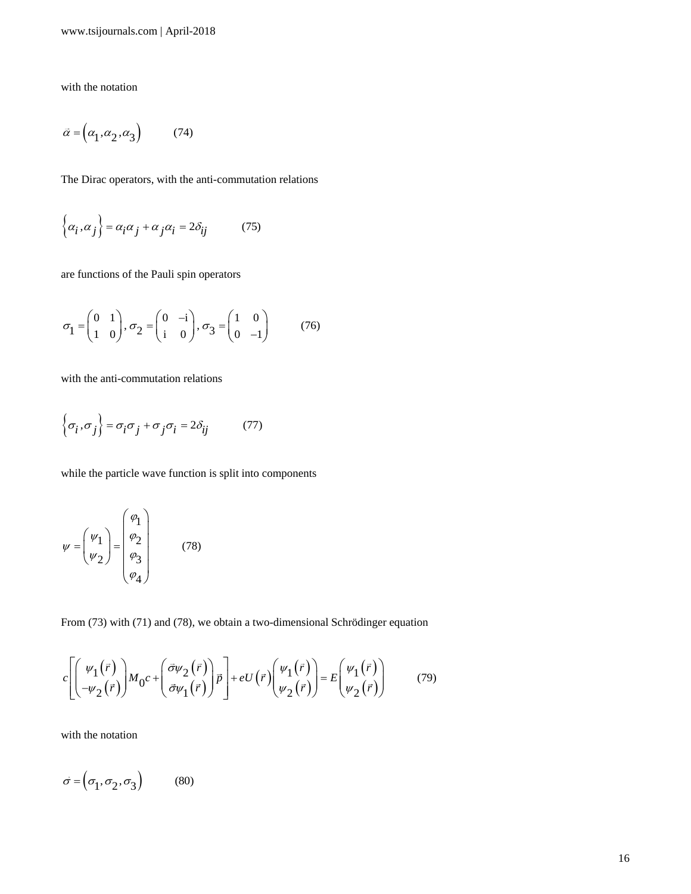with the notation

$$\vec{\alpha} = \left(\alpha_1, \alpha_2, \alpha_3\right) \qquad (74)$$

The Dirac operators, with the anti-commutation relations

$$\left\{\alpha_i, \alpha_j\right\} = \alpha_i \alpha_j + \alpha_j \alpha_i = 2\delta_{ij} \qquad (75)$$

are functions of the Pauli spin operators

$$\sigma_1 = \begin{pmatrix} 0 & 1 \\ 1 & 0 \end{pmatrix}, \sigma_2 = \begin{pmatrix} 0 & -\mathrm{i} \\ \mathrm{i} & 0 \end{pmatrix}, \sigma_3 = \begin{pmatrix} 1 & 0 \\ 0 & -1 \end{pmatrix} \qquad (76)$$

with the anti-commutation relations

$$\left\{\sigma_i, \sigma_j\right\} = \sigma_i \sigma_j + \sigma_j \sigma_i = 2\delta_{ij} \qquad (77)$$

while the particle wave function is split into components

$$\psi = \begin{pmatrix} \psi_1 \\ \psi_2 \end{pmatrix} = \begin{pmatrix} \varphi_1 \\ \varphi_2 \\ \varphi_3 \\ \varphi_4 \end{pmatrix} \qquad (78)$$

From (73) with (71) and (78), we obtain a two-dimensional Schrödinger equation

$$c\left[\begin{pmatrix} \psi_1(\vec{r}) \\ -\psi_2(\vec{r}) \end{pmatrix} M_0 c + \begin{pmatrix} \vec{\sigma}\psi_2(\vec{r}) \\ \vec{\sigma}\psi_1(\vec{r}) \end{pmatrix} \vec{p}\right] + eU(\vec{r})\begin{pmatrix} \psi_1(\vec{r}) \\ \psi_2(\vec{r}) \end{pmatrix} = E\begin{pmatrix} \psi_1(\vec{r}) \\ \psi_2(\vec{r}) \end{pmatrix} \qquad (79)$$

with the notation

$$\vec{\sigma} = \left(\sigma_1, \sigma_2, \sigma_3\right) \qquad (80)$$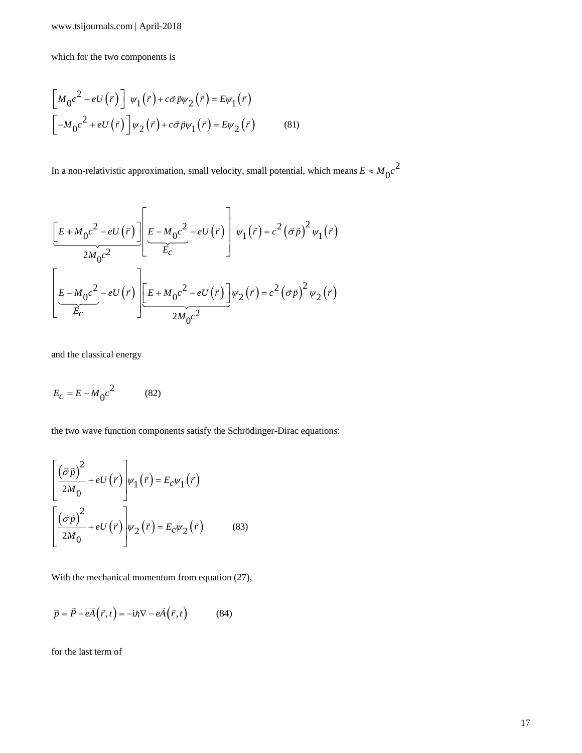which for the two components is

$$\left[M_0c^2 + eU\left(\vec{r}\right)\right]\ \psi_1\left(\vec{r}\right) + c\vec{\sigma}\vec{p}\psi_2\left(\vec{r}\right) = E\psi_1\left(\vec{r}\right)$$
$$\left[-M_0c^2 + eU\left(\vec{r}\right)\right]\psi_2\left(\vec{r}\right) + c\vec{\sigma}\vec{p}\psi_1\left(\vec{r}\right) = E\psi_2\left(\vec{r}\right) \qquad (81)$$

In a non-relativistic approximation, small velocity, small potential, which means $E \approx M_0c^2$

$$\underbrace{\left[E + M_0c^2 - eU\left(\vec{r}\right)\right]}_{2M_0c^2}\left[\underbrace{E - M_0c^2}_{E_c} - eU\left(\vec{r}\right)\right]\ \psi_1\left(\vec{r}\right) = c^2\left(\vec{\sigma}\vec{p}\right)^2\psi_1\left(\vec{r}\right)$$
$$\left[\underbrace{E - M_0c^2}_{E_c} - eU\left(\vec{r}\right)\right]\underbrace{\left[E + M_0c^2 - eU\left(\vec{r}\right)\right]}_{2M_0c^2}\psi_2\left(\vec{r}\right) = c^2\left(\vec{\sigma}\vec{p}\right)^2\psi_2\left(\vec{r}\right)$$

and the classical energy

$$E_C = E - M_0c^2 \qquad (82)$$

the two wave function components satisfy the Schrödinger-Dirac equations:

$$\left[\frac{\left(\vec{\sigma}\vec{p}\right)^2}{2M_0} + eU\left(\vec{r}\right)\right]\psi_1\left(\vec{r}\right) = E_C\psi_1\left(\vec{r}\right)$$
$$\left[\frac{\left(\vec{\sigma}\vec{p}\right)^2}{2M_0} + eU\left(\vec{r}\right)\right]\psi_2\left(\vec{r}\right) = E_C\psi_2\left(\vec{r}\right) \qquad (83)$$

With the mechanical momentum from equation (27),

$$\vec{p} = \vec{P} - e\vec{A}\left(\vec{r},t\right) = -i\hbar\nabla - e\vec{A}\left(\vec{r},t\right) \qquad (84)$$

for the last term of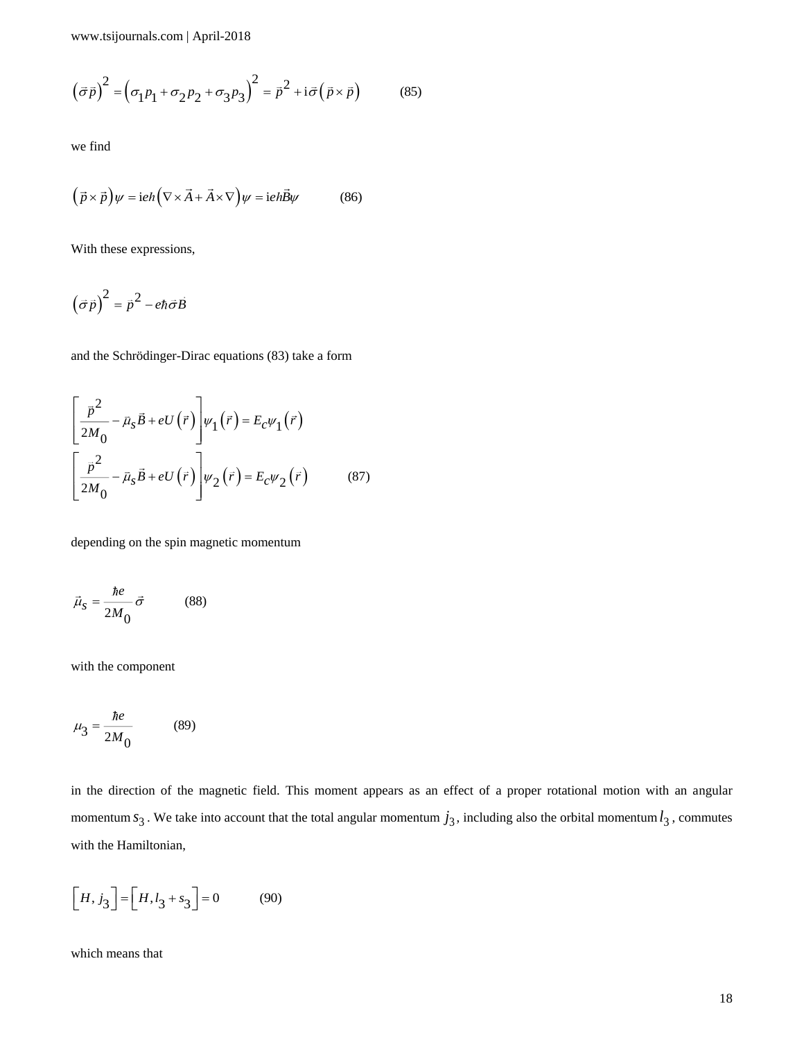$$\left(\vec{\sigma}\vec{p}\right)^2 = \left(\sigma_1 p_1 + \sigma_2 p_2 + \sigma_3 p_3\right)^2 = \vec{p}^2 + \mathrm{i}\vec{\sigma}\left(\vec{p}\times\vec{p}\right) \qquad (85)$$

we find

$$\left(\vec{p}\times\vec{p}\right)\psi = \mathrm{i}eh\left(\nabla\times\vec{A} + \vec{A}\times\nabla\right)\psi = \mathrm{i}eh\vec{B}\psi \qquad (86)$$

With these expressions,

$$\left(\vec{\sigma}\vec{p}\right)^2 = \vec{p}^2 - e\hbar\vec{\sigma}\vec{B}$$

and the Schrödinger-Dirac equations (83) take a form

$$\begin{aligned}
&\left[\frac{\vec{p}^2}{2M_0} - \vec{\mu}_S\vec{B} + eU\left(\vec{r}\right)\right]\psi_1\left(\vec{r}\right) = E_C\psi_1\left(\vec{r}\right) \\
&\left[\frac{\vec{p}^2}{2M_0} - \vec{\mu}_S\vec{B} + eU\left(\vec{r}\right)\right]\psi_2\left(\vec{r}\right) = E_C\psi_2\left(\vec{r}\right) \qquad (87)
\end{aligned}$$

depending on the spin magnetic momentum

$$\vec{\mu}_S = \frac{\hbar e}{2M_0}\vec{\sigma} \qquad (88)$$

with the component

$$\mu_3 = \frac{\hbar e}{2M_0} \qquad (89)$$

in the direction of the magnetic field. This moment appears as an effect of a proper rotational motion with an angular momentum $s_3$. We take into account that the total angular momentum $j_3$, including also the orbital momentum $l_3$, commutes with the Hamiltonian,

$$\left[H, j_3\right] = \left[H, l_3 + s_3\right] = 0 \qquad (90)$$

which means that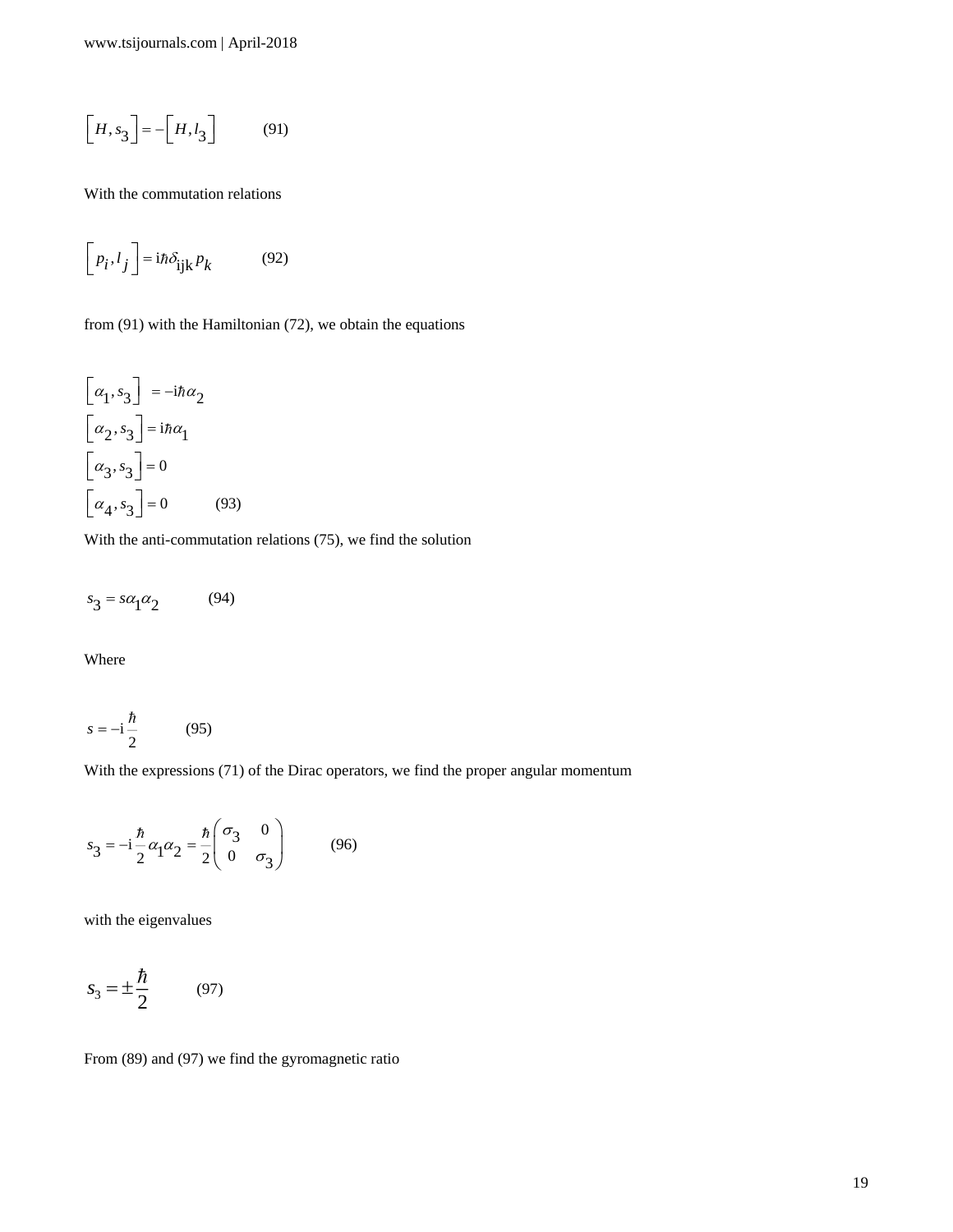$$\left[H, s_3\right] = -\left[H, l_3\right] \qquad (91)$$

With the commutation relations

$$\left[p_i, l_j\right] = \mathrm{i}\hbar\delta_{\mathrm{ijk}}\, p_k \qquad (92)$$

from (91) with the Hamiltonian (72), we obtain the equations

$$\begin{aligned}
\left[\alpha_1, s_3\right] &= -\mathrm{i}\hbar\alpha_2 \\
\left[\alpha_2, s_3\right] &= \mathrm{i}\hbar\alpha_1 \\
\left[\alpha_3, s_3\right] &= 0 \\
\left[\alpha_4, s_3\right] &= 0
\end{aligned} \qquad (93)$$

With the anti-commutation relations (75), we find the solution

$$s_3 = s\alpha_1\alpha_2 \qquad (94)$$

Where

$$s = -\mathrm{i}\frac{\hbar}{2} \qquad (95)$$

With the expressions (71) of the Dirac operators, we find the proper angular momentum

$$s_3 = -\mathrm{i}\frac{\hbar}{2}\alpha_1\alpha_2 = \frac{\hbar}{2}\begin{pmatrix} \sigma_3 & 0 \\ 0 & \sigma_3 \end{pmatrix} \qquad (96)$$

with the eigenvalues

$$s_3 = \pm\frac{\hbar}{2} \qquad (97)$$

From (89) and (97) we find the gyromagnetic ratio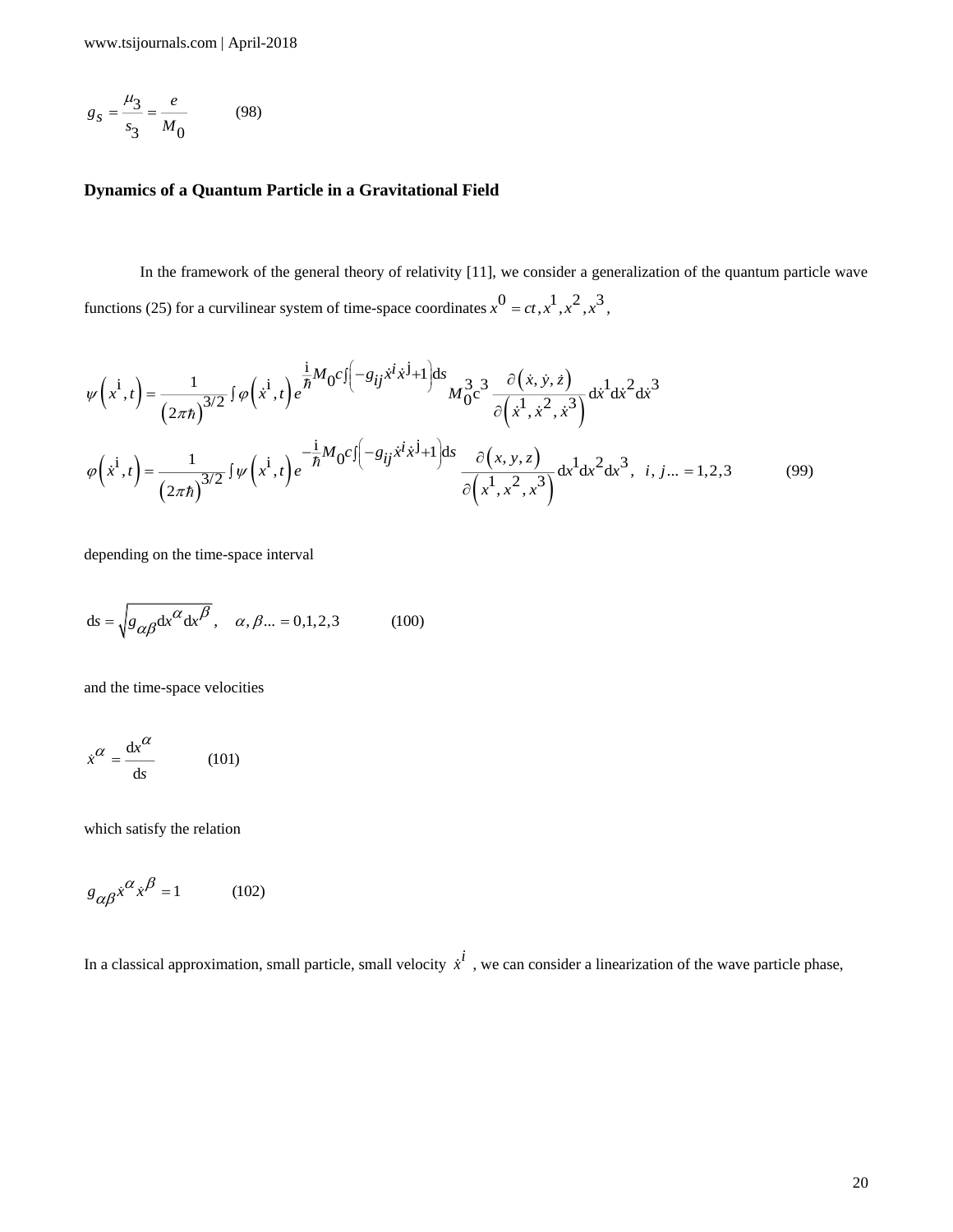$$g_S = \frac{\mu_3}{s_3} = \frac{e}{M_0} \qquad (98)$$

## Dynamics of a Quantum Particle in a Gravitational Field

In the framework of the general theory of relativity [11], we consider a generalization of the quantum particle wave functions (25) for a curvilinear system of time-space coordinates $x^0 = ct, x^1, x^2, x^3$,

$$\psi\left(x^{\mathrm{i}},t\right) = \frac{1}{\left(2\pi\hbar\right)^{3/2}} \int \varphi\left(\dot{x}^{\mathrm{i}},t\right) e^{\frac{\mathrm{i}}{\hbar} M_0 c \int \left(-g_{ij}\dot{x}^i\dot{x}^{\mathrm{j}}+1\right) \mathrm{d}s} M_0^3 \mathrm{c}^3 \frac{\partial\left(\dot{x},\dot{y},\dot{z}\right)}{\partial\left(\dot{x}^1,\dot{x}^2,\dot{x}^3\right)} \mathrm{d}\dot{x}^1 \mathrm{d}\dot{x}^2 \mathrm{d}\dot{x}^3$$

$$\varphi\left(\dot{x}^{\mathrm{i}},t\right) = \frac{1}{\left(2\pi\hbar\right)^{3/2}} \int \psi\left(x^{\mathrm{i}},t\right) e^{-\frac{\mathrm{i}}{\hbar} M_0 c \int \left(-g_{ij}\dot{x}^i\dot{x}^{\mathrm{j}}+1\right) \mathrm{d}s} \frac{\partial\left(x,y,z\right)}{\partial\left(x^1,x^2,x^3\right)} \mathrm{d}x^1 \mathrm{d}x^2 \mathrm{d}x^3, \quad i,j... = 1,2,3 \qquad (99)$$

depending on the time-space interval

$$\mathrm{d}s = \sqrt{g_{\alpha\beta}\mathrm{d}x^\alpha \mathrm{d}x^\beta}, \quad \alpha,\beta... = 0,1,2,3 \qquad (100)$$

and the time-space velocities

$$\dot{x}^\alpha = \frac{\mathrm{d}x^\alpha}{\mathrm{d}s} \qquad (101)$$

which satisfy the relation

$$g_{\alpha\beta}\dot{x}^\alpha\dot{x}^\beta = 1 \qquad (102)$$

In a classical approximation, small particle, small velocity $\dot{x}^i$, we can consider a linearization of the wave particle phase,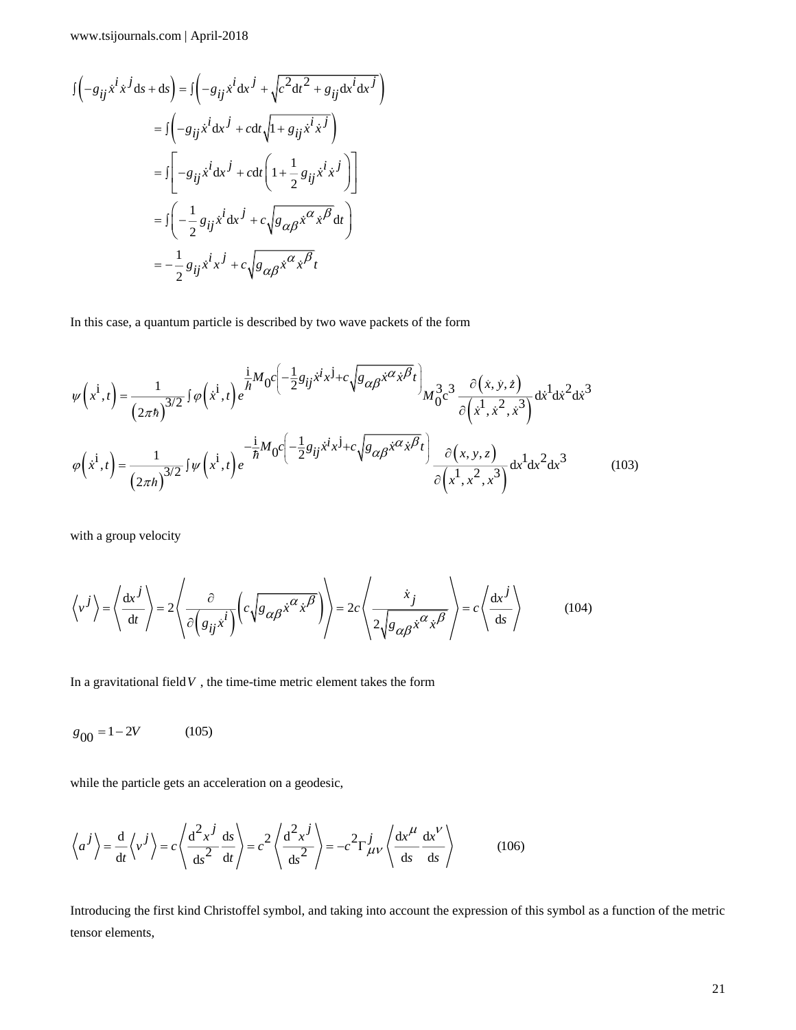$$
\begin{aligned}
\int\left(-g_{ij}\dot{x}^i\dot{x}^j\mathrm{d}s+\mathrm{d}s\right) &= \int\left(-g_{ij}\dot{x}^i\mathrm{d}x^j+\sqrt{c^2\mathrm{d}t^2+g_{ij}\mathrm{d}x^i\mathrm{d}x^j}\right)\\
&= \int\left(-g_{ij}\dot{x}^i\mathrm{d}x^j+c\mathrm{d}t\sqrt{1+g_{ij}\dot{x}^i\dot{x}^j}\right)\\
&= \int\left[-g_{ij}\dot{x}^i\mathrm{d}x^j+c\mathrm{d}t\left(1+\frac{1}{2}g_{ij}\dot{x}^i\dot{x}^j\right)\right]\\
&= \int\left(-\frac{1}{2}g_{ij}\dot{x}^i\mathrm{d}x^j+c\sqrt{g_{\alpha\beta}\dot{x}^\alpha\dot{x}^\beta}\mathrm{d}t\right)\\
&= -\frac{1}{2}g_{ij}\dot{x}^i x^j+c\sqrt{g_{\alpha\beta}\dot{x}^\alpha\dot{x}^\beta}\,t
\end{aligned}
$$

In this case, a quantum particle is described by two wave packets of the form

$$
\psi\left(x^{\mathrm{i}},t\right)=\frac{1}{\left(2\pi\hbar\right)^{3/2}}\int\varphi\left(\dot{x}^{\mathrm{i}},t\right)e^{\frac{\mathrm{i}}{\hbar}M_0c\left(-\frac{1}{2}g_{ij}\dot{x}^i x^{\mathrm{j}}+c\sqrt{g_{\alpha\beta}\dot{x}^\alpha\dot{x}^\beta}t\right)}M_0^3c^3\frac{\partial\left(\dot{x},\dot{y},\dot{z}\right)}{\partial\left(\dot{x}^1,\dot{x}^2,\dot{x}^3\right)}\mathrm{d}\dot{x}^1\mathrm{d}\dot{x}^2\mathrm{d}\dot{x}^3
$$

$$
\varphi\left(\dot{x}^{\mathrm{i}},t\right)=\frac{1}{\left(2\pi h\right)^{3/2}}\int\psi\left(x^{\mathrm{i}},t\right)e^{-\frac{\mathrm{i}}{\hbar}M_0c\left(-\frac{1}{2}g_{ij}\dot{x}^i x^{\mathrm{j}}+c\sqrt{g_{\alpha\beta}\dot{x}^\alpha\dot{x}^\beta}t\right)}\frac{\partial\left(x,y,z\right)}{\partial\left(x^1,x^2,x^3\right)}\mathrm{d}x^1\mathrm{d}x^2\mathrm{d}x^3 \qquad (103)
$$

with a group velocity

$$
\left\langle v^j\right\rangle=\left\langle\frac{\mathrm{d}x^j}{\mathrm{d}t}\right\rangle=2\left\langle\frac{\partial}{\partial\left(g_{ij}\dot{x}^i\right)}\left(c\sqrt{g_{\alpha\beta}\dot{x}^\alpha\dot{x}^\beta}\right)\right\rangle=2c\left\langle\frac{\dot{x}_j}{2\sqrt{g_{\alpha\beta}\dot{x}^\alpha\dot{x}^\beta}}\right\rangle=c\left\langle\frac{\mathrm{d}x^j}{\mathrm{d}s}\right\rangle \qquad (104)
$$

In a gravitational field $V$ , the time-time metric element takes the form

$$
g_{00}=1-2V \qquad (105)
$$

while the particle gets an acceleration on a geodesic,

$$
\left\langle a^j\right\rangle=\frac{\mathrm{d}}{\mathrm{d}t}\left\langle v^j\right\rangle=c\left\langle\frac{\mathrm{d}^2x^j}{\mathrm{d}s^2}\frac{\mathrm{d}s}{\mathrm{d}t}\right\rangle=c^2\left\langle\frac{\mathrm{d}^2x^j}{\mathrm{d}s^2}\right\rangle=-c^2\Gamma^j_{\mu\nu}\left\langle\frac{\mathrm{d}x^\mu}{\mathrm{d}s}\frac{\mathrm{d}x^\nu}{\mathrm{d}s}\right\rangle \qquad (106)
$$

Introducing the first kind Christoffel symbol, and taking into account the expression of this symbol as a function of the metric tensor elements,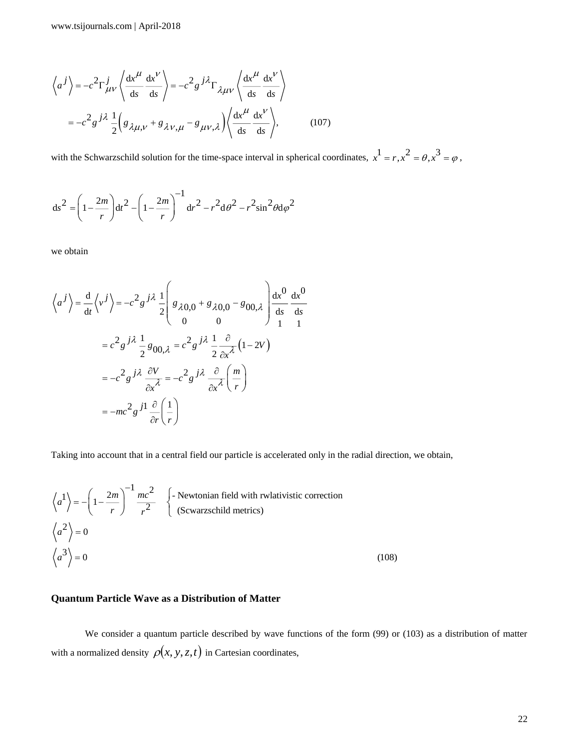$$\left\langle a^j \right\rangle = -c^2 \Gamma^j_{\mu\nu} \left\langle \frac{\mathrm{d}x^\mu}{\mathrm{d}s} \frac{\mathrm{d}x^\nu}{\mathrm{d}s} \right\rangle = -c^2 g^{j\lambda} \Gamma_{\lambda\mu\nu} \left\langle \frac{\mathrm{d}x^\mu}{\mathrm{d}s} \frac{\mathrm{d}x^\nu}{\mathrm{d}s} \right\rangle$$

$$= -c^2 g^{j\lambda} \frac{1}{2} \left( g_{\lambda\mu,\nu} + g_{\lambda\nu,\mu} - g_{\mu\nu,\lambda} \right) \left\langle \frac{\mathrm{d}x^\mu}{\mathrm{d}s} \frac{\mathrm{d}x^\nu}{\mathrm{d}s} \right\rangle, \qquad (107)$$

with the Schwarzschild solution for the time-space interval in spherical coordinates, $x^1 = r, x^2 = \theta, x^3 = \varphi$,

$$\mathrm{d}s^2 = \left(1 - \frac{2m}{r}\right)\mathrm{d}t^2 - \left(1 - \frac{2m}{r}\right)^{-1} \mathrm{d}r^2 - r^2 \mathrm{d}\theta^2 - r^2 \sin^2\theta \mathrm{d}\varphi^2$$

we obtain

$$\left\langle a^j \right\rangle = \frac{\mathrm{d}}{\mathrm{d}t} \left\langle v^j \right\rangle = -c^2 g^{j\lambda} \frac{1}{2} \left( \underset{0}{g_{\lambda 0,0}} + \underset{0}{g_{\lambda 0,0}} - g_{00,\lambda} \right) \underset{1}{\frac{\mathrm{d}x^0}{\mathrm{d}s}} \underset{1}{\frac{\mathrm{d}x^0}{\mathrm{d}s}}$$

$$= c^2 g^{j\lambda} \frac{1}{2} g_{00,\lambda} = c^2 g^{j\lambda} \frac{1}{2} \frac{\partial}{\partial x^\lambda} \left(1 - 2V\right)$$

$$= -c^2 g^{j\lambda} \frac{\partial V}{\partial x^\lambda} = -c^2 g^{j\lambda} \frac{\partial}{\partial x^\lambda} \left( \frac{m}{r} \right)$$

$$= -mc^2 g^{j1} \frac{\partial}{\partial r} \left( \frac{1}{r} \right)$$

Taking into account that in a central field our particle is accelerated only in the radial direction, we obtain,

$$\left\langle a^1 \right\rangle = -\left(1 - \frac{2m}{r}\right)^{-1} \frac{mc^2}{r^2} \quad \begin{cases} \text{- Newtonian field with rwlativistic correction} \\ \text{(Scwarzschild metrics)} \end{cases}$$

$$\left\langle a^2 \right\rangle = 0$$

$$\left\langle a^3 \right\rangle = 0 \qquad (108)$$

### Quantum Particle Wave as a Distribution of Matter

We consider a quantum particle described by wave functions of the form (99) or (103) as a distribution of matter with a normalized density $\rho(x, y, z, t)$ in Cartesian coordinates,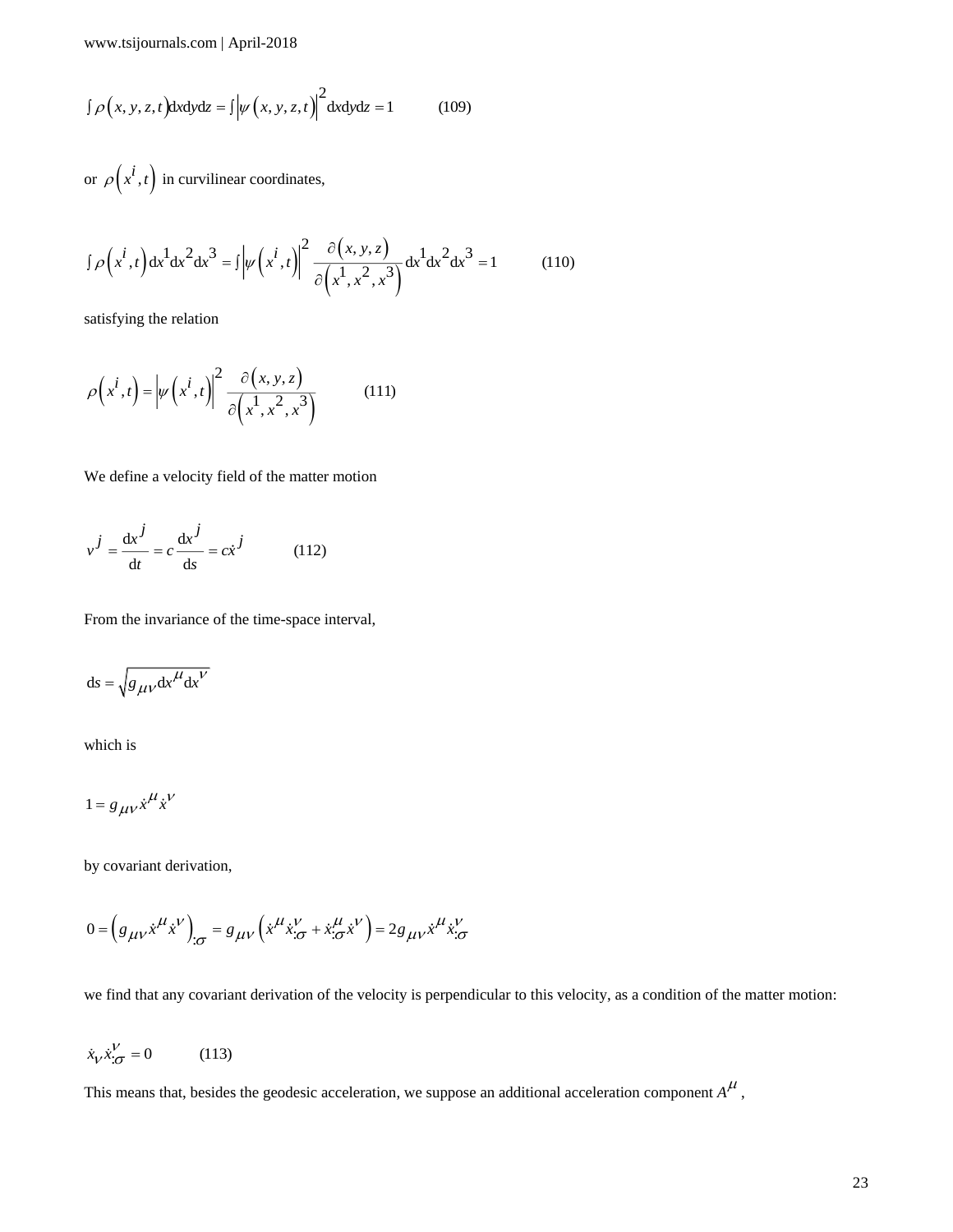$$\int \rho\left(x, y, z, t\right)\mathrm{d}x\mathrm{d}y\mathrm{d}z = \int \left|\psi\left(x, y, z, t\right)\right|^2 \mathrm{d}x\mathrm{d}y\mathrm{d}z = 1 \qquad (109)$$

or $\rho\left(x^i, t\right)$ in curvilinear coordinates,

$$\int \rho\left(x^i, t\right)\mathrm{d}x^1\mathrm{d}x^2\mathrm{d}x^3 = \int \left|\psi\left(x^i, t\right)\right|^2 \frac{\partial\left(x, y, z\right)}{\partial\left(x^1, x^2, x^3\right)}\mathrm{d}x^1\mathrm{d}x^2\mathrm{d}x^3 = 1 \qquad (110)$$

satisfying the relation

$$\rho\left(x^i, t\right) = \left|\psi\left(x^i, t\right)\right|^2 \frac{\partial\left(x, y, z\right)}{\partial\left(x^1, x^2, x^3\right)} \qquad (111)$$

We define a velocity field of the matter motion

$$v^j = \frac{\mathrm{d}x^j}{\mathrm{d}t} = c\frac{\mathrm{d}x^j}{\mathrm{d}s} = c\dot{x}^j \qquad (112)$$

From the invariance of the time-space interval,

$$\mathrm{d}s = \sqrt{g_{\mu\nu}\mathrm{d}x^\mu \mathrm{d}x^\nu}$$

which is

$$1 = g_{\mu\nu}\dot{x}^\mu \dot{x}^\nu$$

by covariant derivation,

$$0 = \left(g_{\mu\nu}\dot{x}^\mu \dot{x}^\nu\right)_{:\sigma} = g_{\mu\nu}\left(\dot{x}^\mu \dot{x}^\nu_{:\sigma} + \dot{x}^\mu_{:\sigma}\dot{x}^\nu\right) = 2g_{\mu\nu}\dot{x}^\mu \dot{x}^\nu_{:\sigma}$$

we find that any covariant derivation of the velocity is perpendicular to this velocity, as a condition of the matter motion:

$$\dot{x}_\nu \dot{x}^\nu_{:\sigma} = 0 \qquad (113)$$

This means that, besides the geodesic acceleration, we suppose an additional acceleration component $A^\mu$,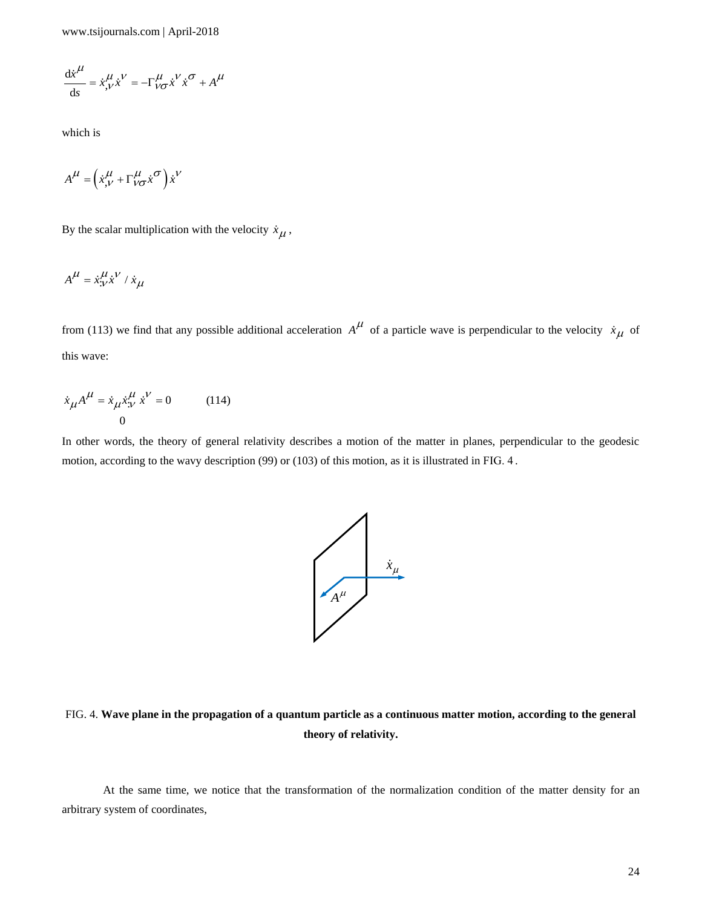$$\frac{\mathrm{d}\dot{x}^{\mu}}{\mathrm{d}s} = \dot{x}^{\mu}_{,\nu}\dot{x}^{\nu} = -\Gamma^{\mu}_{\nu\sigma}\dot{x}^{\nu}\dot{x}^{\sigma} + A^{\mu}$$

which is

$$A^{\mu} = \left(\dot{x}^{\mu}_{,\nu} + \Gamma^{\mu}_{\nu\sigma}\dot{x}^{\sigma}\right)\dot{x}^{\nu}$$

By the scalar multiplication with the velocity $\dot{x}_{\mu}$,

$$A^{\mu} = \dot{x}^{\mu}_{;\nu}\dot{x}^{\nu} \,/\, \dot{x}_{\mu}$$

from (113) we find that any possible additional acceleration $A^{\mu}$ of a particle wave is perpendicular to the velocity $\dot{x}_{\mu}$ of this wave:

$$\dot{x}_{\mu}A^{\mu} = \underbrace{\dot{x}_{\mu}\dot{x}^{\mu}_{;\nu}}_{0}\,\dot{x}^{\nu} = 0 \qquad (114)$$

In other words, the theory of general relativity describes a motion of the matter in planes, perpendicular to the geodesic motion, according to the wavy description (99) or (103) of this motion, as it is illustrated in FIG. 4 .

FIG. 4. **Wave plane in the propagation of a quantum particle as a continuous matter motion, according to the general theory of relativity.**

At the same time, we notice that the transformation of the normalization condition of the matter density for an arbitrary system of coordinates,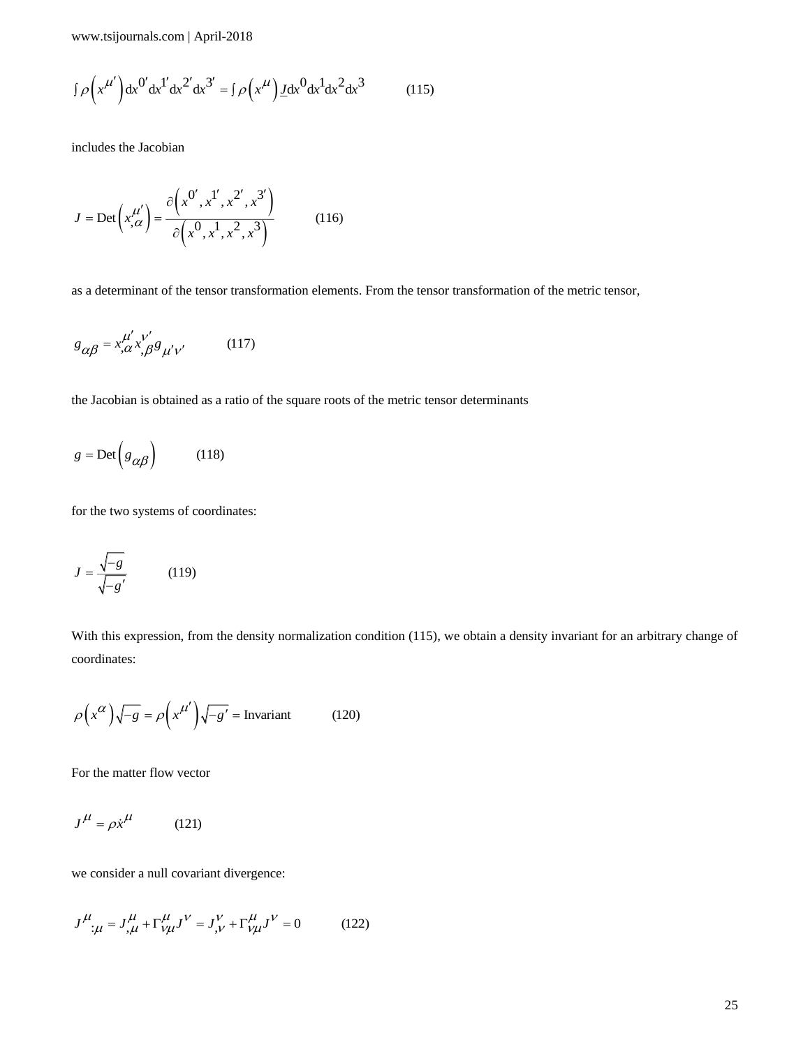$$\int \rho\left(x^{\mu'}\right) \mathrm{d}x^{0'}\mathrm{d}x^{1'}\mathrm{d}x^{2'}\mathrm{d}x^{3'} = \int \rho\left(x^{\mu}\right) \underline{J}\mathrm{d}x^{0}\mathrm{d}x^{1}\mathrm{d}x^{2}\mathrm{d}x^{3} \qquad (115)$$

includes the Jacobian

$$J = \mathrm{Det}\left(x^{\mu'}_{,\alpha}\right) = \frac{\partial\left(x^{0'}, x^{1'}, x^{2'}, x^{3'}\right)}{\partial\left(x^{0}, x^{1}, x^{2}, x^{3}\right)} \qquad (116)$$

as a determinant of the tensor transformation elements. From the tensor transformation of the metric tensor,

$$g_{\alpha\beta} = x^{\mu'}_{,\alpha} x^{\nu'}_{,\beta} g_{\mu'\nu'} \qquad (117)$$

the Jacobian is obtained as a ratio of the square roots of the metric tensor determinants

$$g = \mathrm{Det}\left(g_{\alpha\beta}\right) \qquad (118)$$

for the two systems of coordinates:

$$J = \frac{\sqrt{-g}}{\sqrt{-g'}} \qquad (119)$$

With this expression, from the density normalization condition (115), we obtain a density invariant for an arbitrary change of coordinates:

$$\rho\left(x^{\alpha}\right)\sqrt{-g} = \rho\left(x^{\mu'}\right)\sqrt{-g'} = \text{Invariant} \qquad (120)$$

For the matter flow vector

$$J^{\mu} = \rho \dot{x}^{\mu} \qquad (121)$$

we consider a null covariant divergence:

$$J^{\mu}_{\;:\mu} = J^{\mu}_{,\mu} + \Gamma^{\mu}_{\nu\mu} J^{\nu} = J^{\nu}_{,\nu} + \Gamma^{\mu}_{\nu\mu} J^{\nu} = 0 \qquad (122)$$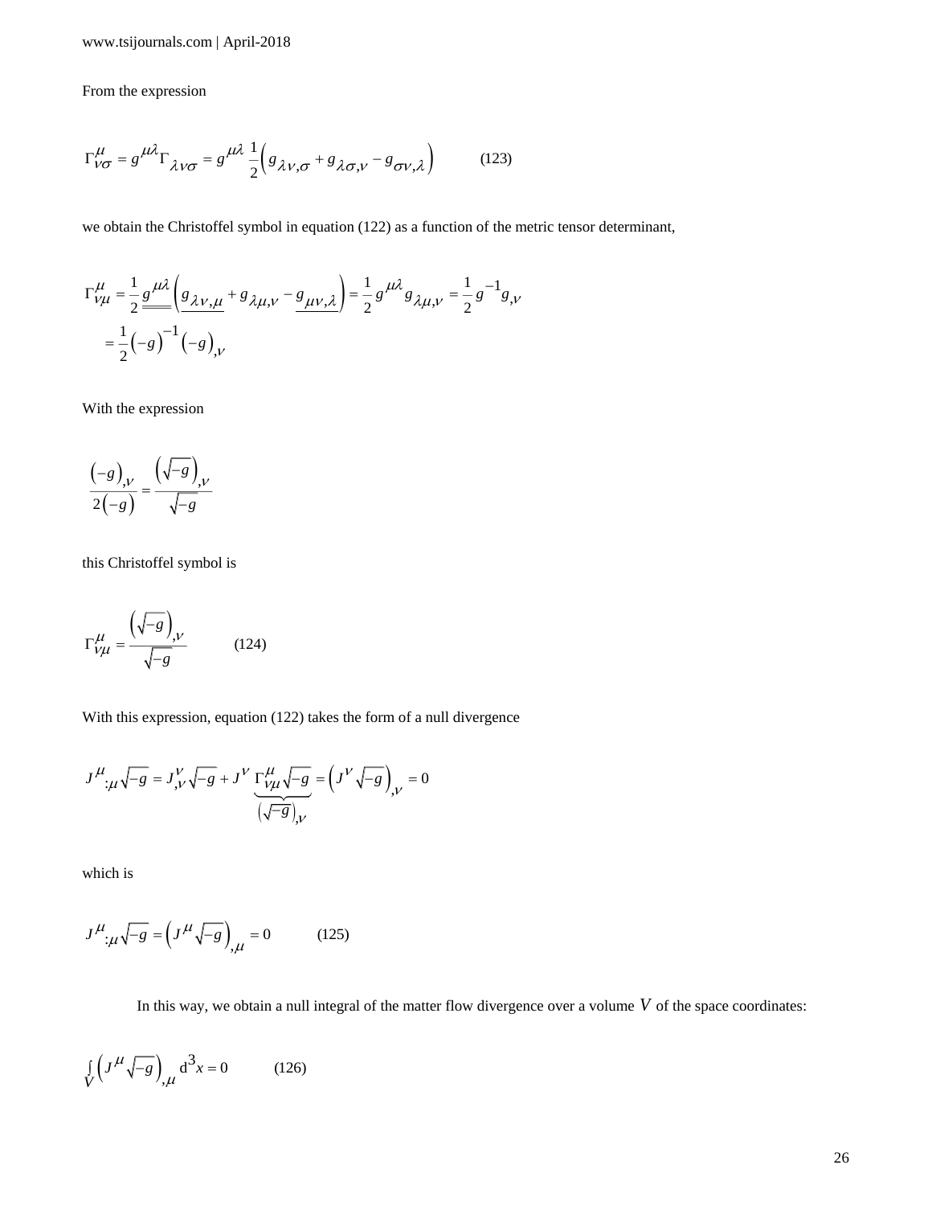From the expression

$$\Gamma^{\mu}_{\nu\sigma} = g^{\mu\lambda}\Gamma_{\lambda\nu\sigma} = g^{\mu\lambda}\frac{1}{2}\left(g_{\lambda\nu,\sigma} + g_{\lambda\sigma,\nu} - g_{\sigma\nu,\lambda}\right) \qquad (123)$$

we obtain the Christoffel symbol in equation (122) as a function of the metric tensor determinant,

$$\begin{aligned}\Gamma^{\mu}_{\nu\mu} &= \frac{1}{2}\underline{\underline{g^{\mu\lambda}}}\left(\underline{g_{\lambda\nu,\mu}} + g_{\lambda\mu,\nu} - \underline{g_{\mu\nu,\lambda}}\right) = \frac{1}{2}g^{\mu\lambda}g_{\lambda\mu,\nu} = \frac{1}{2}g^{-1}g_{,\nu} \\ &= \frac{1}{2}\left(-g\right)^{-1}\left(-g\right)_{,\nu}\end{aligned}$$

With the expression

$$\frac{\left(-g\right)_{,\nu}}{2\left(-g\right)} = \frac{\left(\sqrt{-g}\right)_{,\nu}}{\sqrt{-g}}$$

this Christoffel symbol is

$$\Gamma^{\mu}_{\nu\mu} = \frac{\left(\sqrt{-g}\right)_{,\nu}}{\sqrt{-g}} \qquad (124)$$

With this expression, equation (122) takes the form of a null divergence

$$J^{\mu}{}_{:\mu}\sqrt{-g} = J^{\nu}{}_{,\nu}\sqrt{-g} + J^{\nu}\underbrace{\Gamma^{\mu}_{\nu\mu}\sqrt{-g}}_{\left(\sqrt{-g}\right)_{,\nu}} = \left(J^{\nu}\sqrt{-g}\right)_{,\nu} = 0$$

which is

$$J^{\mu}{}_{:\mu}\sqrt{-g} = \left(J^{\mu}\sqrt{-g}\right)_{,\mu} = 0 \qquad (125)$$

In this way, we obtain a null integral of the matter flow divergence over a volume $V$ of the space coordinates:

$$\int_{V}\left(J^{\mu}\sqrt{-g}\right)_{,\mu}\mathrm{d}^{3}x = 0 \qquad (126)$$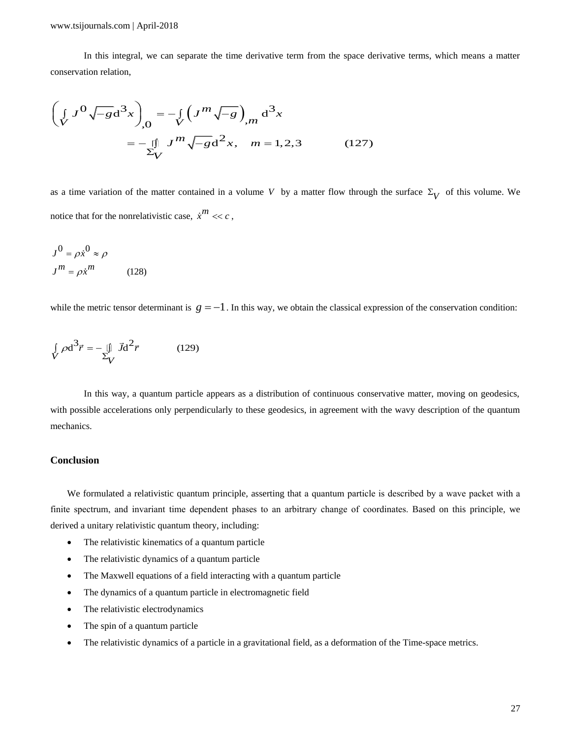In this integral, we can separate the time derivative term from the space derivative terms, which means a matter conservation relation,

$$\left(\int_V J^0 \sqrt{-g}\mathrm{d}^3 x\right)_{,0} = -\int_V \left(J^m \sqrt{-g}\right)_{,m} \mathrm{d}^3 x$$
$$= -\oiint_{\Sigma_V} J^m \sqrt{-g}\mathrm{d}^2 x, \quad m = 1,2,3 \qquad (127)$$

as a time variation of the matter contained in a volume $V$ by a matter flow through the surface $\Sigma_V$ of this volume. We notice that for the nonrelativistic case, $\dot{x}^m << c$,

$$J^0 = \rho\dot{x}^0 \approx \rho$$
$$J^m = \rho\dot{x}^m \qquad (128)$$

while the metric tensor determinant is $g = -1$. In this way, we obtain the classical expression of the conservation condition:

$$\int_V \rho \mathrm{d}^3\vec{r} = -\oiint_{\Sigma_V} \vec{J}\mathrm{d}^2\vec{r} \qquad (129)$$

In this way, a quantum particle appears as a distribution of continuous conservative matter, moving on geodesics, with possible accelerations only perpendicularly to these geodesics, in agreement with the wavy description of the quantum mechanics.

## Conclusion

We formulated a relativistic quantum principle, asserting that a quantum particle is described by a wave packet with a finite spectrum, and invariant time dependent phases to an arbitrary change of coordinates. Based on this principle, we derived a unitary relativistic quantum theory, including:

- The relativistic kinematics of a quantum particle
- The relativistic dynamics of a quantum particle
- The Maxwell equations of a field interacting with a quantum particle
- The dynamics of a quantum particle in electromagnetic field
- The relativistic electrodynamics
- The spin of a quantum particle
- The relativistic dynamics of a particle in a gravitational field, as a deformation of the Time-space metrics.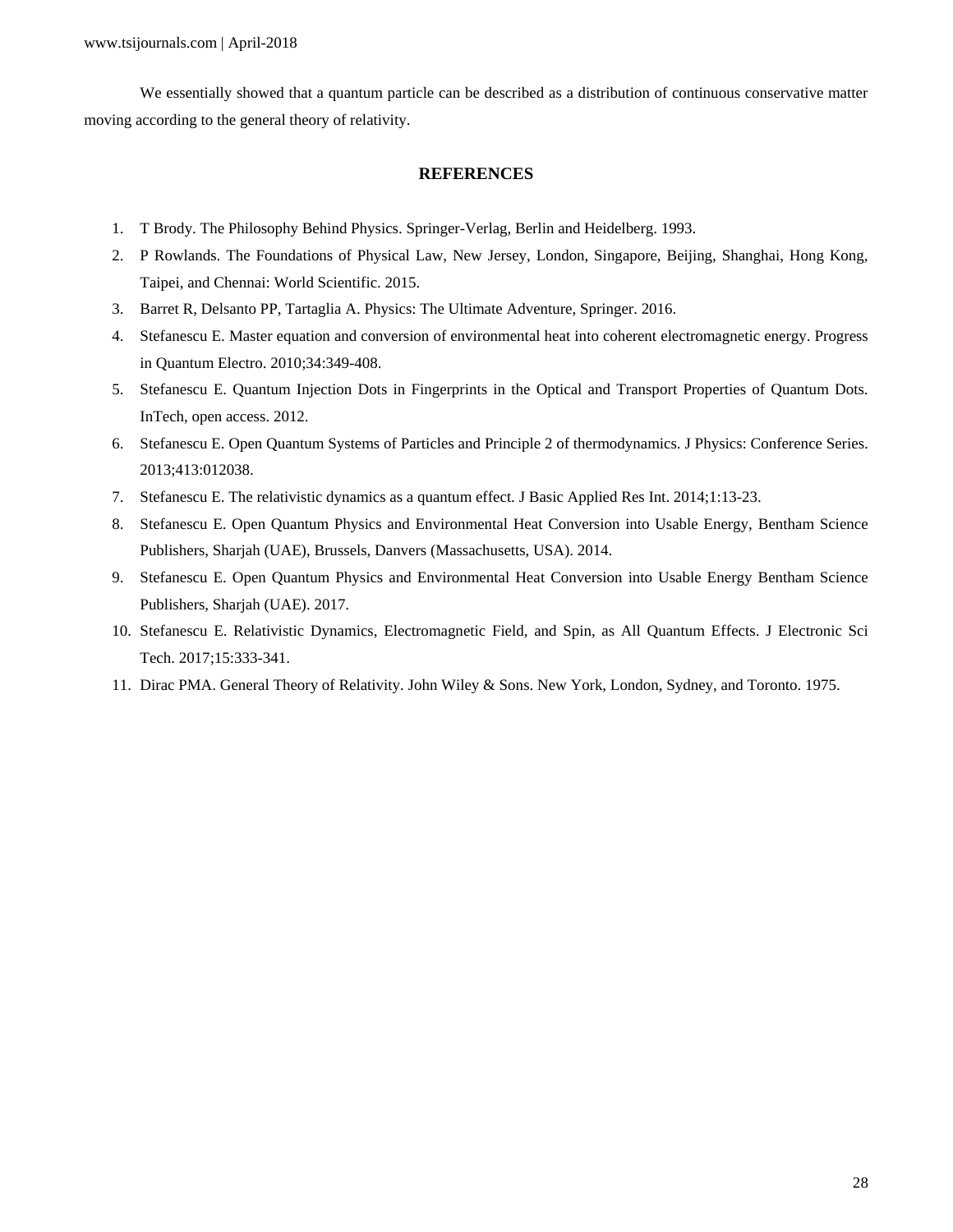We essentially showed that a quantum particle can be described as a distribution of continuous conservative matter moving according to the general theory of relativity.

## REFERENCES

1. T Brody. The Philosophy Behind Physics. Springer-Verlag, Berlin and Heidelberg. 1993.
2. P Rowlands. The Foundations of Physical Law, New Jersey, London, Singapore, Beijing, Shanghai, Hong Kong, Taipei, and Chennai: World Scientific. 2015.
3. Barret R, Delsanto PP, Tartaglia A. Physics: The Ultimate Adventure, Springer. 2016.
4. Stefanescu E. Master equation and conversion of environmental heat into coherent electromagnetic energy. Progress in Quantum Electro. 2010;34:349-408.
5. Stefanescu E. Quantum Injection Dots in Fingerprints in the Optical and Transport Properties of Quantum Dots. InTech, open access. 2012.
6. Stefanescu E. Open Quantum Systems of Particles and Principle 2 of thermodynamics. J Physics: Conference Series. 2013;413:012038.
7. Stefanescu E. The relativistic dynamics as a quantum effect. J Basic Applied Res Int. 2014;1:13-23.
8. Stefanescu E. Open Quantum Physics and Environmental Heat Conversion into Usable Energy, Bentham Science Publishers, Sharjah (UAE), Brussels, Danvers (Massachusetts, USA). 2014.
9. Stefanescu E. Open Quantum Physics and Environmental Heat Conversion into Usable Energy Bentham Science Publishers, Sharjah (UAE). 2017.
10. Stefanescu E. Relativistic Dynamics, Electromagnetic Field, and Spin, as All Quantum Effects. J Electronic Sci Tech. 2017;15:333-341.
11. Dirac PMA. General Theory of Relativity. John Wiley & Sons. New York, London, Sydney, and Toronto. 1975.